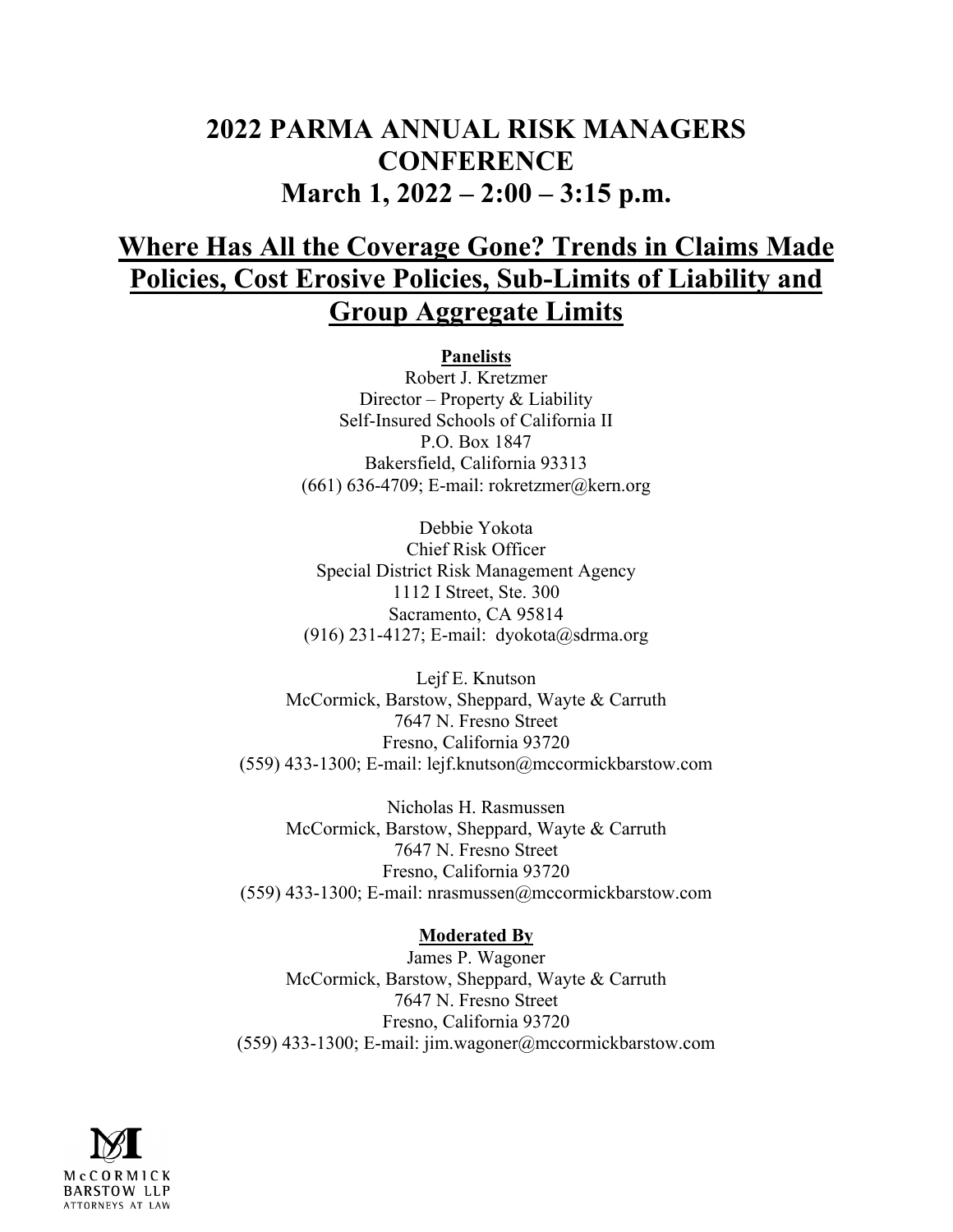# 2022 PARMA ANNUAL RISK MANAGERS CONFERENCE
# March 1, 2022 – 2:00 – 3:15 p.m.

## Where Has All the Coverage Gone? Trends in Claims Made Policies, Cost Erosive Policies, Sub-Limits of Liability and Group Aggregate Limits

**Panelists**

Robert J. Kretzmer
Director – Property & Liability
Self-Insured Schools of California II
P.O. Box 1847
Bakersfield, California 93313
(661) 636-4709; E-mail: rokretzmer@kern.org

Debbie Yokota
Chief Risk Officer
Special District Risk Management Agency
1112 I Street, Ste. 300
Sacramento, CA 95814
(916) 231-4127; E-mail: dyokota@sdrma.org

Lejf E. Knutson
McCormick, Barstow, Sheppard, Wayte & Carruth
7647 N. Fresno Street
Fresno, California 93720
(559) 433-1300; E-mail: lejf.knutson@mccormickbarstow.com

Nicholas H. Rasmussen
McCormick, Barstow, Sheppard, Wayte & Carruth
7647 N. Fresno Street
Fresno, California 93720
(559) 433-1300; E-mail: nrasmussen@mccormickbarstow.com

**Moderated By**

James P. Wagoner
McCormick, Barstow, Sheppard, Wayte & Carruth
7647 N. Fresno Street
Fresno, California 93720
(559) 433-1300; E-mail: jim.wagoner@mccormickbarstow.com

McCORMICK BARSTOW LLP
ATTORNEYS AT LAW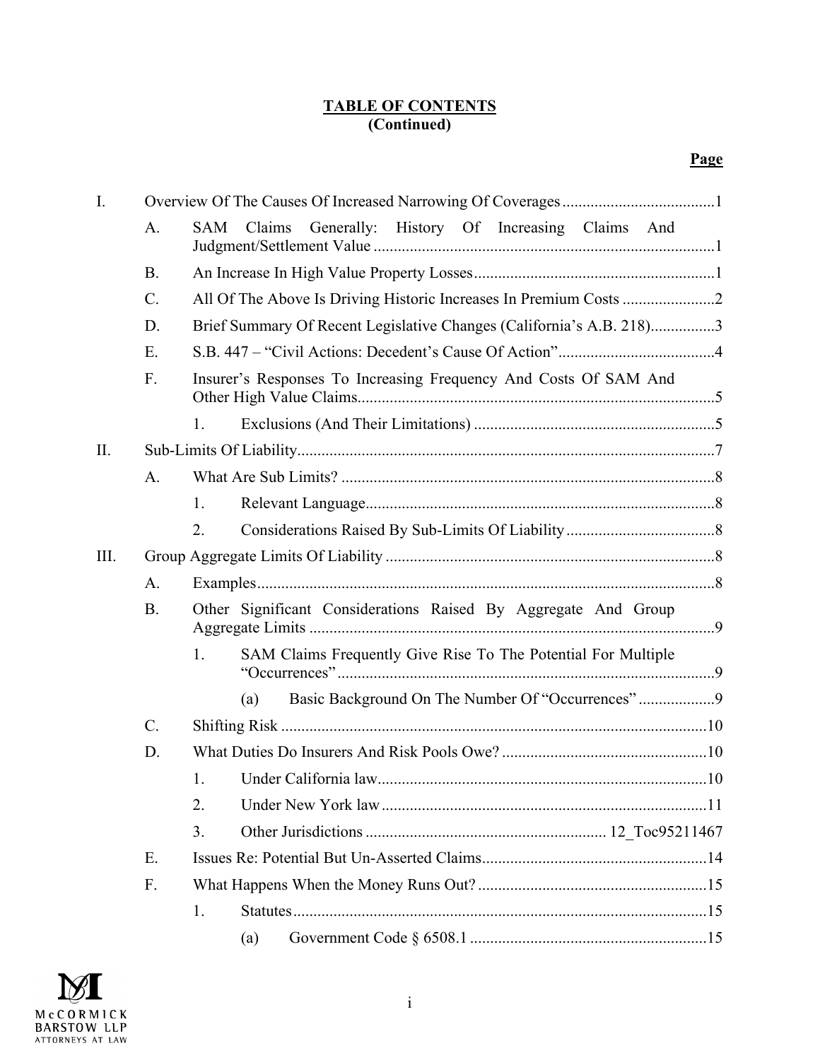**TABLE OF CONTENTS**
**(Continued)**

**Page**

I. Overview Of The Causes Of Increased Narrowing Of Coverages ...... 1

- A. SAM Claims Generally: History Of Increasing Claims And Judgment/Settlement Value ...... 1
- B. An Increase In High Value Property Losses ...... 1
- C. All Of The Above Is Driving Historic Increases In Premium Costs ...... 2
- D. Brief Summary Of Recent Legislative Changes (California's A.B. 218) ...... 3
- E. S.B. 447 – "Civil Actions: Decedent's Cause Of Action" ...... 4
- F. Insurer's Responses To Increasing Frequency And Costs Of SAM And Other High Value Claims ...... 5
  - 1. Exclusions (And Their Limitations) ...... 5

II. Sub-Limits Of Liability ...... 7

- A. What Are Sub Limits? ...... 8
  - 1. Relevant Language ...... 8
  - 2. Considerations Raised By Sub-Limits Of Liability ...... 8

III. Group Aggregate Limits Of Liability ...... 8

- A. Examples ...... 8
- B. Other Significant Considerations Raised By Aggregate And Group Aggregate Limits ...... 9
  - 1. SAM Claims Frequently Give Rise To The Potential For Multiple "Occurrences" ...... 9
    - (a) Basic Background On The Number Of "Occurrences" ...... 9
- C. Shifting Risk ...... 10
- D. What Duties Do Insurers And Risk Pools Owe? ...... 10
  - 1. Under California law ...... 10
  - 2. Under New York law ...... 11
  - 3. Other Jurisdictions ...... 12_Toc95211467
- E. Issues Re: Potential But Un-Asserted Claims ...... 14
- F. What Happens When the Money Runs Out? ...... 15
  - 1. Statutes ...... 15
    - (a) Government Code § 6508.1 ...... 15

McCORMICK BARSTOW LLP
ATTORNEYS AT LAW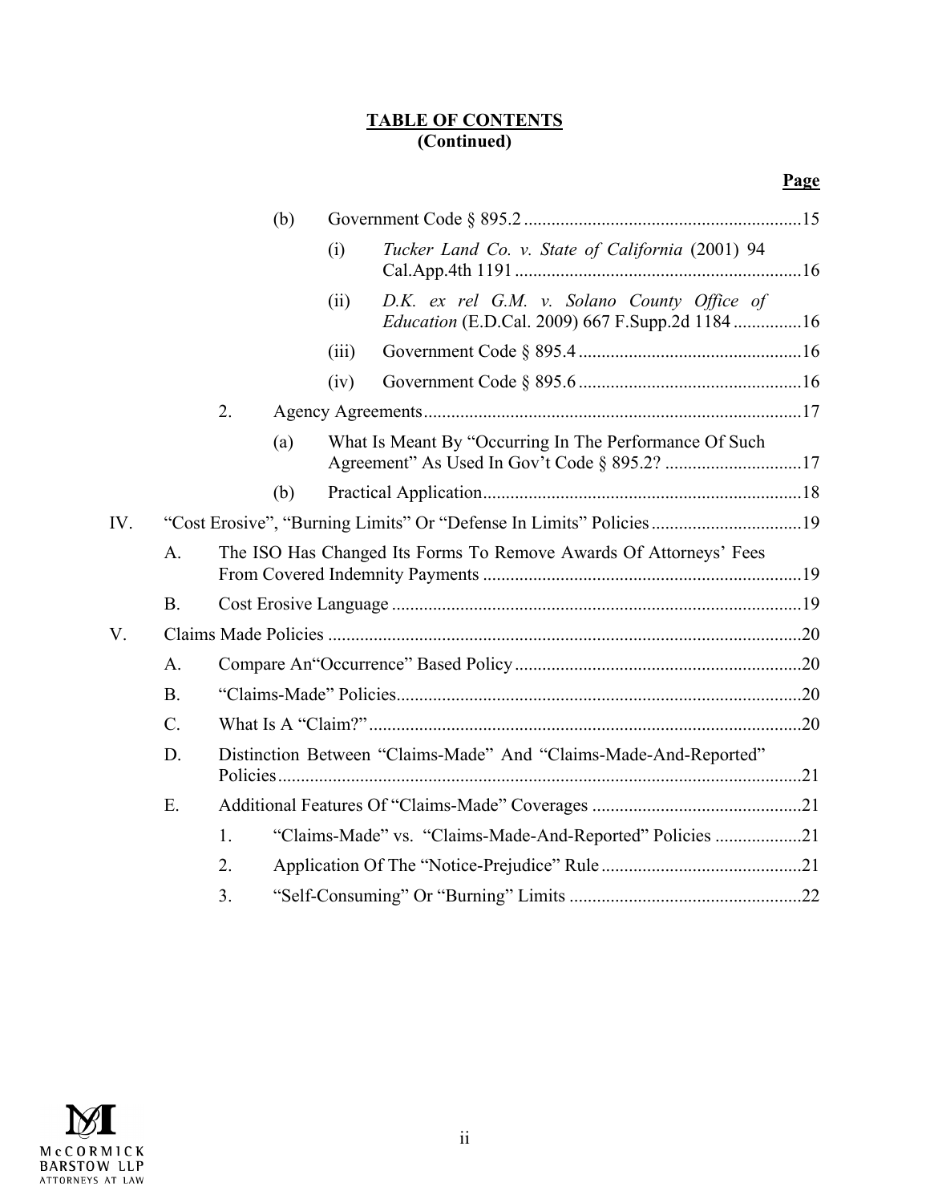**TABLE OF CONTENTS**
**(Continued)**

| | | | | | Page |
|---|---|---|---|---|---|
| | | (b) | | Government Code § 895.2 | 15 |
| | | | (i) | *Tucker Land Co. v. State of California* (2001) 94 Cal.App.4th 1191 | 16 |
| | | | (ii) | *D.K. ex rel G.M. v. Solano County Office of Education* (E.D.Cal. 2009) 667 F.Supp.2d 1184 | 16 |
| | | | (iii) | Government Code § 895.4 | 16 |
| | | | (iv) | Government Code § 895.6 | 16 |
| | 2. | Agency Agreements | | | 17 |
| | | (a) | | What Is Meant By "Occurring In The Performance Of Such Agreement" As Used In Gov't Code § 895.2? | 17 |
| | | (b) | | Practical Application | 18 |
| IV. | "Cost Erosive", "Burning Limits" Or "Defense In Limits" Policies | | | | 19 |
| | A. | The ISO Has Changed Its Forms To Remove Awards Of Attorneys' Fees From Covered Indemnity Payments | | | 19 |
| | B. | Cost Erosive Language | | | 19 |
| V. | Claims Made Policies | | | | 20 |
| | A. | Compare An"Occurrence" Based Policy | | | 20 |
| | B. | "Claims-Made" Policies | | | 20 |
| | C. | What Is A "Claim?" | | | 20 |
| | D. | Distinction Between "Claims-Made" And "Claims-Made-And-Reported" Policies | | | 21 |
| | E. | Additional Features Of "Claims-Made" Coverages | | | 21 |
| | | 1. | "Claims-Made" vs. "Claims-Made-And-Reported" Policies | | 21 |
| | | 2. | Application Of The "Notice-Prejudice" Rule | | 21 |
| | | 3. | "Self-Consuming" Or "Burning" Limits | | 22 |

McCORMICK BARSTOW LLP
ATTORNEYS AT LAW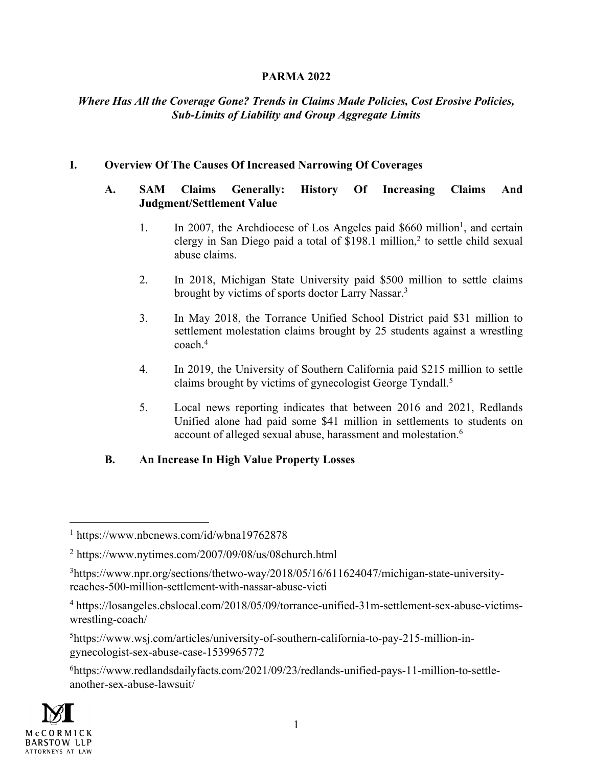**PARMA 2022**

***Where Has All the Coverage Gone? Trends in Claims Made Policies, Cost Erosive Policies, Sub-Limits of Liability and Group Aggregate Limits***

## I. Overview Of The Causes Of Increased Narrowing Of Coverages

### A. SAM Claims Generally: History Of Increasing Claims And Judgment/Settlement Value

1. In 2007, the Archdiocese of Los Angeles paid $660 million[1], and certain clergy in San Diego paid a total of $198.1 million,[2] to settle child sexual abuse claims.

2. In 2018, Michigan State University paid $500 million to settle claims brought by victims of sports doctor Larry Nassar.[3]

3. In May 2018, the Torrance Unified School District paid $31 million to settlement molestation claims brought by 25 students against a wrestling coach.[4]

4. In 2019, the University of Southern California paid $215 million to settle claims brought by victims of gynecologist George Tyndall.[5]

5. Local news reporting indicates that between 2016 and 2021, Redlands Unified alone had paid some $41 million in settlements to students on account of alleged sexual abuse, harassment and molestation.[6]

### B. An Increase In High Value Property Losses

---

[1] https://www.nbcnews.com/id/wbna19762878

[2] https://www.nytimes.com/2007/09/08/us/08church.html

[3] https://www.npr.org/sections/thetwo-way/2018/05/16/611624047/michigan-state-university-reaches-500-million-settlement-with-nassar-abuse-victi

[4] https://losangeles.cbslocal.com/2018/05/09/torrance-unified-31m-settlement-sex-abuse-victims-wrestling-coach/

[5] https://www.wsj.com/articles/university-of-southern-california-to-pay-215-million-in-gynecologist-sex-abuse-case-1539965772

[6] https://www.redlandsdailyfacts.com/2021/09/23/redlands-unified-pays-11-million-to-settle-another-sex-abuse-lawsuit/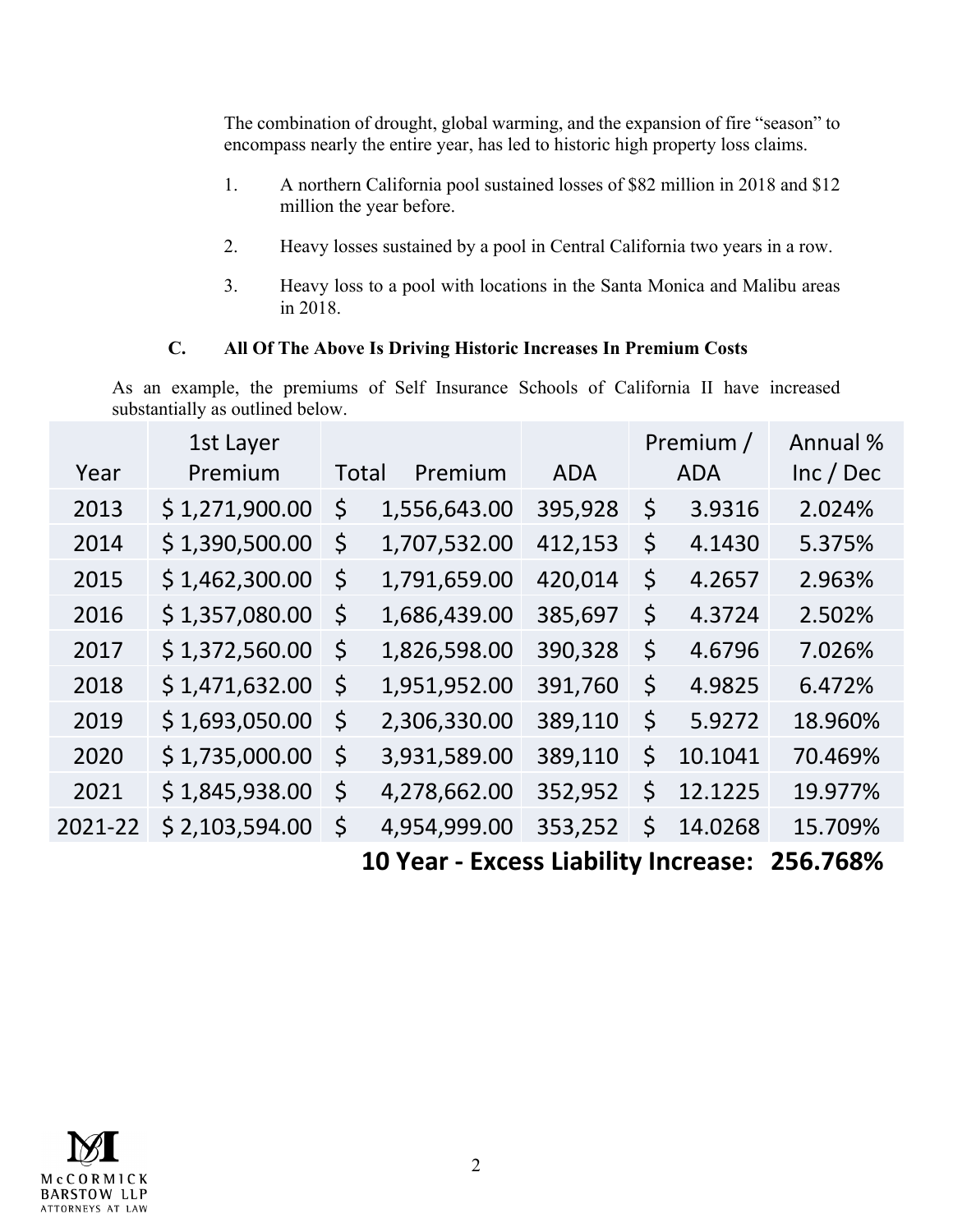The combination of drought, global warming, and the expansion of fire "season" to encompass nearly the entire year, has led to historic high property loss claims.

1. A northern California pool sustained losses of $82 million in 2018 and $12 million the year before.

2. Heavy losses sustained by a pool in Central California two years in a row.

3. Heavy loss to a pool with locations in the Santa Monica and Malibu areas in 2018.

### C. All Of The Above Is Driving Historic Increases In Premium Costs

As an example, the premiums of Self Insurance Schools of California II have increased substantially as outlined below.

| Year | 1st Layer Premium | Total Premium | ADA | Premium / ADA | Annual % Inc / Dec |
|---|---|---|---|---|---|
| 2013 | $ 1,271,900.00 | $ 1,556,643.00 | 395,928 | $ 3.9316 | 2.024% |
| 2014 | $ 1,390,500.00 | $ 1,707,532.00 | 412,153 | $ 4.1430 | 5.375% |
| 2015 | $ 1,462,300.00 | $ 1,791,659.00 | 420,014 | $ 4.2657 | 2.963% |
| 2016 | $ 1,357,080.00 | $ 1,686,439.00 | 385,697 | $ 4.3724 | 2.502% |
| 2017 | $ 1,372,560.00 | $ 1,826,598.00 | 390,328 | $ 4.6796 | 7.026% |
| 2018 | $ 1,471,632.00 | $ 1,951,952.00 | 391,760 | $ 4.9825 | 6.472% |
| 2019 | $ 1,693,050.00 | $ 2,306,330.00 | 389,110 | $ 5.9272 | 18.960% |
| 2020 | $ 1,735,000.00 | $ 3,931,589.00 | 389,110 | $ 10.1041 | 70.469% |
| 2021 | $ 1,845,938.00 | $ 4,278,662.00 | 352,952 | $ 12.1225 | 19.977% |
| 2021-22 | $ 2,103,594.00 | $ 4,954,999.00 | 353,252 | $ 14.0268 | 15.709% |

**10 Year - Excess Liability Increase: 256.768%**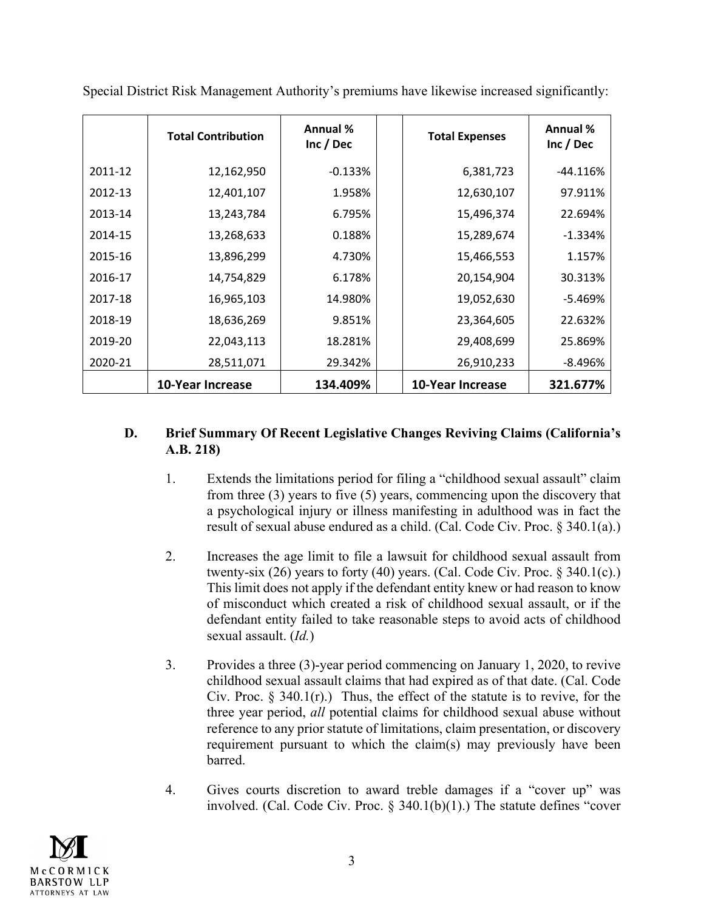Special District Risk Management Authority's premiums have likewise increased significantly:

| | Total Contribution | Annual % Inc / Dec | | Total Expenses | Annual % Inc / Dec |
|---|---|---|---|---|---|
| 2011-12 | 12,162,950 | -0.133% | | 6,381,723 | -44.116% |
| 2012-13 | 12,401,107 | 1.958% | | 12,630,107 | 97.911% |
| 2013-14 | 13,243,784 | 6.795% | | 15,496,374 | 22.694% |
| 2014-15 | 13,268,633 | 0.188% | | 15,289,674 | -1.334% |
| 2015-16 | 13,896,299 | 4.730% | | 15,466,553 | 1.157% |
| 2016-17 | 14,754,829 | 6.178% | | 20,154,904 | 30.313% |
| 2017-18 | 16,965,103 | 14.980% | | 19,052,630 | -5.469% |
| 2018-19 | 18,636,269 | 9.851% | | 23,364,605 | 22.632% |
| 2019-20 | 22,043,113 | 18.281% | | 29,408,699 | 25.869% |
| 2020-21 | 28,511,071 | 29.342% | | 26,910,233 | -8.496% |
| | **10-Year Increase** | **134.409%** | | **10-Year Increase** | **321.677%** |

### D. Brief Summary Of Recent Legislative Changes Reviving Claims (California's A.B. 218)

1. Extends the limitations period for filing a "childhood sexual assault" claim from three (3) years to five (5) years, commencing upon the discovery that a psychological injury or illness manifesting in adulthood was in fact the result of sexual abuse endured as a child. (Cal. Code Civ. Proc. § 340.1(a).)

2. Increases the age limit to file a lawsuit for childhood sexual assault from twenty-six (26) years to forty (40) years. (Cal. Code Civ. Proc. § 340.1(c).) This limit does not apply if the defendant entity knew or had reason to know of misconduct which created a risk of childhood sexual assault, or if the defendant entity failed to take reasonable steps to avoid acts of childhood sexual assault. (*Id.*)

3. Provides a three (3)-year period commencing on January 1, 2020, to revive childhood sexual assault claims that had expired as of that date. (Cal. Code Civ. Proc. § 340.1(r).) Thus, the effect of the statute is to revive, for the three year period, *all* potential claims for childhood sexual abuse without reference to any prior statute of limitations, claim presentation, or discovery requirement pursuant to which the claim(s) may previously have been barred.

4. Gives courts discretion to award treble damages if a "cover up" was involved. (Cal. Code Civ. Proc. § 340.1(b)(1).) The statute defines "cover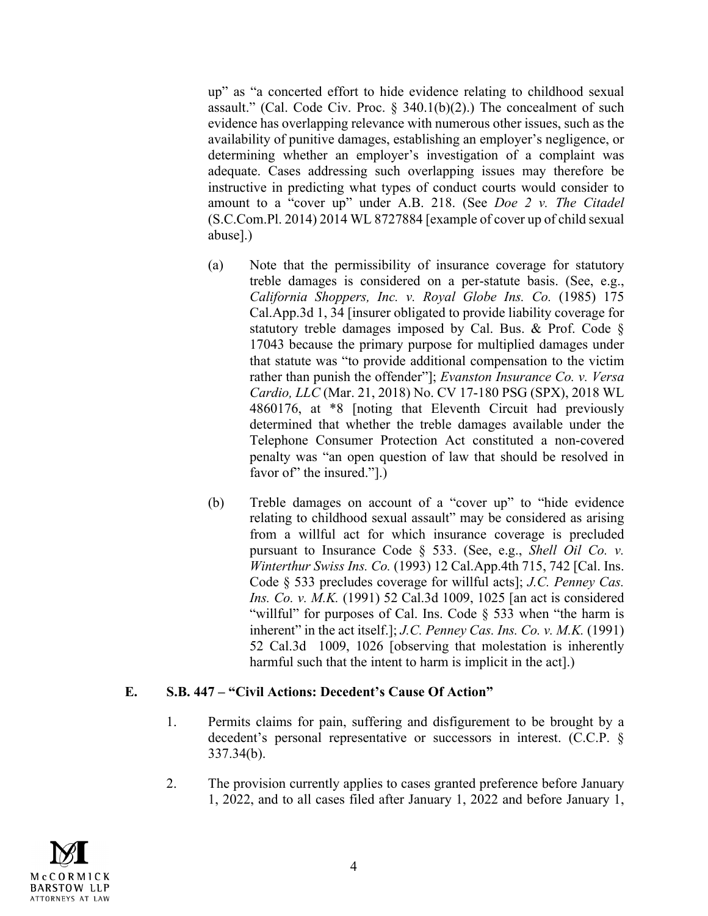up" as "a concerted effort to hide evidence relating to childhood sexual assault." (Cal. Code Civ. Proc. § 340.1(b)(2).) The concealment of such evidence has overlapping relevance with numerous other issues, such as the availability of punitive damages, establishing an employer's negligence, or determining whether an employer's investigation of a complaint was adequate. Cases addressing such overlapping issues may therefore be instructive in predicting what types of conduct courts would consider to amount to a "cover up" under A.B. 218. (See *Doe 2 v. The Citadel* (S.C.Com.Pl. 2014) 2014 WL 8727884 [example of cover up of child sexual abuse].)

(a) Note that the permissibility of insurance coverage for statutory treble damages is considered on a per-statute basis. (See, e.g., *California Shoppers, Inc. v. Royal Globe Ins. Co.* (1985) 175 Cal.App.3d 1, 34 [insurer obligated to provide liability coverage for statutory treble damages imposed by Cal. Bus. & Prof. Code § 17043 because the primary purpose for multiplied damages under that statute was "to provide additional compensation to the victim rather than punish the offender"]; *Evanston Insurance Co. v. Versa Cardio, LLC* (Mar. 21, 2018) No. CV 17-180 PSG (SPX), 2018 WL 4860176, at *8 [noting that Eleventh Circuit had previously determined that whether the treble damages available under the Telephone Consumer Protection Act constituted a non-covered penalty was "an open question of law that should be resolved in favor of" the insured."].)

(b) Treble damages on account of a "cover up" to "hide evidence relating to childhood sexual assault" may be considered as arising from a willful act for which insurance coverage is precluded pursuant to Insurance Code § 533. (See, e.g., *Shell Oil Co. v. Winterthur Swiss Ins. Co.* (1993) 12 Cal.App.4th 715, 742 [Cal. Ins. Code § 533 precludes coverage for willful acts]; *J.C. Penney Cas. Ins. Co. v. M.K.* (1991) 52 Cal.3d 1009, 1025 [an act is considered "willful" for purposes of Cal. Ins. Code § 533 when "the harm is inherent" in the act itself.]; *J.C. Penney Cas. Ins. Co. v. M.K.* (1991) 52 Cal.3d 1009, 1026 [observing that molestation is inherently harmful such that the intent to harm is implicit in the act].)

## E. S.B. 447 – "Civil Actions: Decedent's Cause Of Action"

1. Permits claims for pain, suffering and disfigurement to be brought by a decedent's personal representative or successors in interest. (C.C.P. § 337.34(b).

2. The provision currently applies to cases granted preference before January 1, 2022, and to all cases filed after January 1, 2022 and before January 1,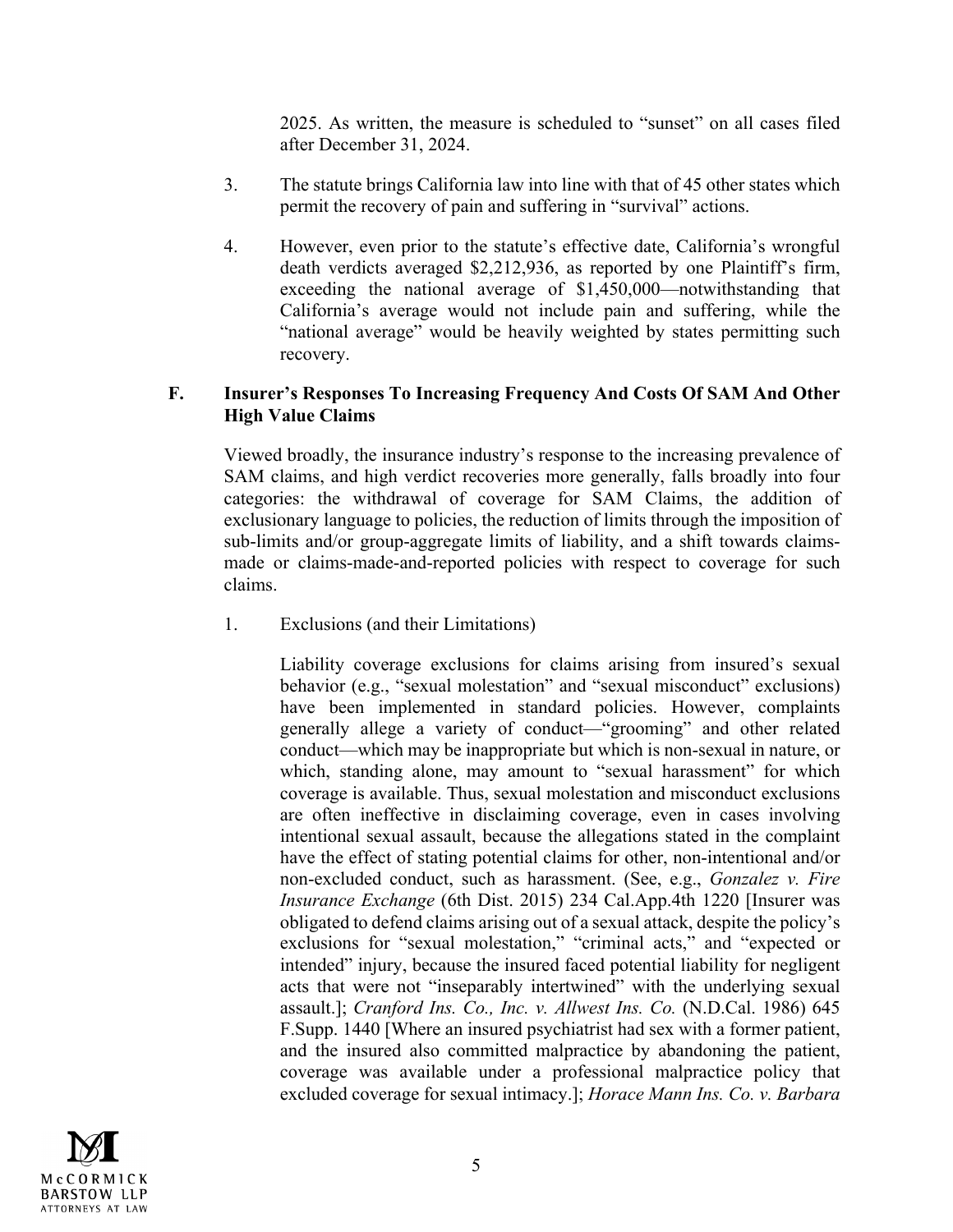2025. As written, the measure is scheduled to "sunset" on all cases filed after December 31, 2024.

3. The statute brings California law into line with that of 45 other states which permit the recovery of pain and suffering in "survival" actions.

4. However, even prior to the statute's effective date, California's wrongful death verdicts averaged $2,212,936, as reported by one Plaintiff's firm, exceeding the national average of $1,450,000—notwithstanding that California's average would not include pain and suffering, while the "national average" would be heavily weighted by states permitting such recovery.

### F. Insurer's Responses To Increasing Frequency And Costs Of SAM And Other High Value Claims

Viewed broadly, the insurance industry's response to the increasing prevalence of SAM claims, and high verdict recoveries more generally, falls broadly into four categories: the withdrawal of coverage for SAM Claims, the addition of exclusionary language to policies, the reduction of limits through the imposition of sub-limits and/or group-aggregate limits of liability, and a shift towards claims-made or claims-made-and-reported policies with respect to coverage for such claims.

1. Exclusions (and their Limitations)

Liability coverage exclusions for claims arising from insured's sexual behavior (e.g., "sexual molestation" and "sexual misconduct" exclusions) have been implemented in standard policies. However, complaints generally allege a variety of conduct—"grooming" and other related conduct—which may be inappropriate but which is non-sexual in nature, or which, standing alone, may amount to "sexual harassment" for which coverage is available. Thus, sexual molestation and misconduct exclusions are often ineffective in disclaiming coverage, even in cases involving intentional sexual assault, because the allegations stated in the complaint have the effect of stating potential claims for other, non-intentional and/or non-excluded conduct, such as harassment. (See, e.g., *Gonzalez v. Fire Insurance Exchange* (6th Dist. 2015) 234 Cal.App.4th 1220 [Insurer was obligated to defend claims arising out of a sexual attack, despite the policy's exclusions for "sexual molestation," "criminal acts," and "expected or intended" injury, because the insured faced potential liability for negligent acts that were not "inseparably intertwined" with the underlying sexual assault.]; *Cranford Ins. Co., Inc. v. Allwest Ins. Co.* (N.D.Cal. 1986) 645 F.Supp. 1440 [Where an insured psychiatrist had sex with a former patient, and the insured also committed malpractice by abandoning the patient, coverage was available under a professional malpractice policy that excluded coverage for sexual intimacy.]; *Horace Mann Ins. Co. v. Barbara*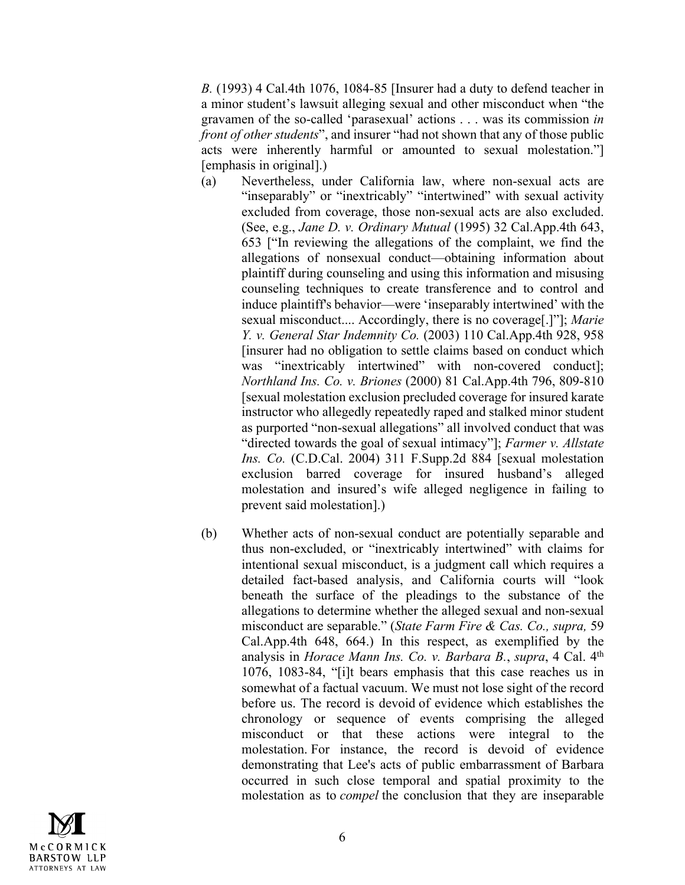*B.* (1993) 4 Cal.4th 1076, 1084-85 [Insurer had a duty to defend teacher in a minor student's lawsuit alleging sexual and other misconduct when "the gravamen of the so-called 'parasexual' actions . . . was its commission *in front of other students*", and insurer "had not shown that any of those public acts were inherently harmful or amounted to sexual molestation."] [emphasis in original].)

(a) Nevertheless, under California law, where non-sexual acts are "inseparably" or "inextricably" "intertwined" with sexual activity excluded from coverage, those non-sexual acts are also excluded. (See, e.g., *Jane D. v. Ordinary Mutual* (1995) 32 Cal.App.4th 643, 653 ["In reviewing the allegations of the complaint, we find the allegations of nonsexual conduct—obtaining information about plaintiff during counseling and using this information and misusing counseling techniques to create transference and to control and induce plaintiff's behavior—were 'inseparably intertwined' with the sexual misconduct.... Accordingly, there is no coverage[.]"]; *Marie Y. v. General Star Indemnity Co.* (2003) 110 Cal.App.4th 928, 958 [insurer had no obligation to settle claims based on conduct which was "inextricably intertwined" with non-covered conduct]; *Northland Ins. Co. v. Briones* (2000) 81 Cal.App.4th 796, 809-810 [sexual molestation exclusion precluded coverage for insured karate instructor who allegedly repeatedly raped and stalked minor student as purported "non-sexual allegations" all involved conduct that was "directed towards the goal of sexual intimacy"]; *Farmer v. Allstate Ins. Co.* (C.D.Cal. 2004) 311 F.Supp.2d 884 [sexual molestation exclusion barred coverage for insured husband's alleged molestation and insured's wife alleged negligence in failing to prevent said molestation].)

(b) Whether acts of non-sexual conduct are potentially separable and thus non-excluded, or "inextricably intertwined" with claims for intentional sexual misconduct, is a judgment call which requires a detailed fact-based analysis, and California courts will "look beneath the surface of the pleadings to the substance of the allegations to determine whether the alleged sexual and non-sexual misconduct are separable." (*State Farm Fire & Cas. Co., supra,* 59 Cal.App.4th 648, 664.) In this respect, as exemplified by the analysis in *Horace Mann Ins. Co. v. Barbara B.*, *supra*, 4 Cal. 4th 1076, 1083-84, "[i]t bears emphasis that this case reaches us in somewhat of a factual vacuum. We must not lose sight of the record before us. The record is devoid of evidence which establishes the chronology or sequence of events comprising the alleged misconduct or that these actions were integral to the molestation. For instance, the record is devoid of evidence demonstrating that Lee's acts of public embarrassment of Barbara occurred in such close temporal and spatial proximity to the molestation as to *compel* the conclusion that they are inseparable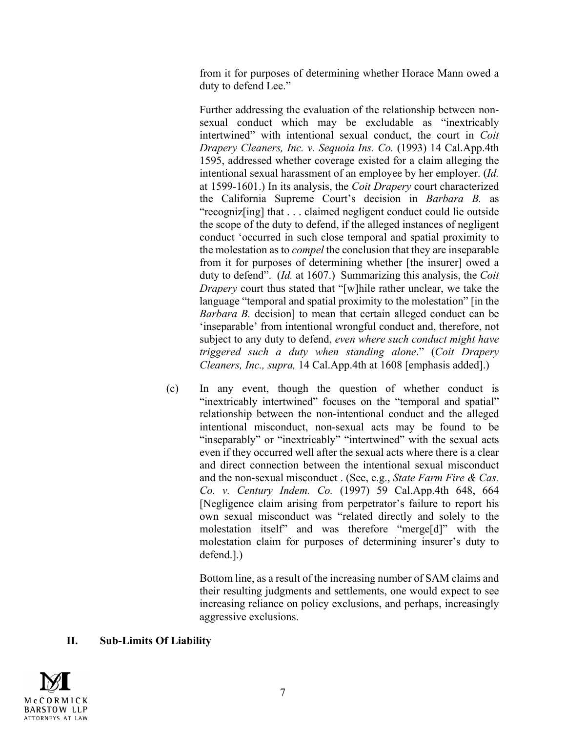from it for purposes of determining whether Horace Mann owed a duty to defend Lee."

Further addressing the evaluation of the relationship between non-sexual conduct which may be excludable as "inextricably intertwined" with intentional sexual conduct, the court in *Coit Drapery Cleaners, Inc. v. Sequoia Ins. Co.* (1993) 14 Cal.App.4th 1595, addressed whether coverage existed for a claim alleging the intentional sexual harassment of an employee by her employer. (*Id.* at 1599-1601.) In its analysis, the *Coit Drapery* court characterized the California Supreme Court's decision in *Barbara B.* as "recogniz[ing] that . . . claimed negligent conduct could lie outside the scope of the duty to defend, if the alleged instances of negligent conduct 'occurred in such close temporal and spatial proximity to the molestation as to *compel* the conclusion that they are inseparable from it for purposes of determining whether [the insurer] owed a duty to defend". (*Id.* at 1607.) Summarizing this analysis, the *Coit Drapery* court thus stated that "[w]hile rather unclear, we take the language "temporal and spatial proximity to the molestation" [in the *Barbara B.* decision] to mean that certain alleged conduct can be 'inseparable' from intentional wrongful conduct and, therefore, not subject to any duty to defend, *even where such conduct might have triggered such a duty when standing alone*." (*Coit Drapery Cleaners, Inc., supra,* 14 Cal.App.4th at 1608 [emphasis added].)

(c) In any event, though the question of whether conduct is "inextricably intertwined" focuses on the "temporal and spatial" relationship between the non-intentional conduct and the alleged intentional misconduct, non-sexual acts may be found to be "inseparably" or "inextricably" "intertwined" with the sexual acts even if they occurred well after the sexual acts where there is a clear and direct connection between the intentional sexual misconduct and the non-sexual misconduct . (See, e.g., *State Farm Fire & Cas. Co. v. Century Indem. Co.* (1997) 59 Cal.App.4th 648, 664 [Negligence claim arising from perpetrator's failure to report his own sexual misconduct was "related directly and solely to the molestation itself" and was therefore "merge[d]" with the molestation claim for purposes of determining insurer's duty to defend.].)

Bottom line, as a result of the increasing number of SAM claims and their resulting judgments and settlements, one would expect to see increasing reliance on policy exclusions, and perhaps, increasingly aggressive exclusions.

## II. Sub-Limits Of Liability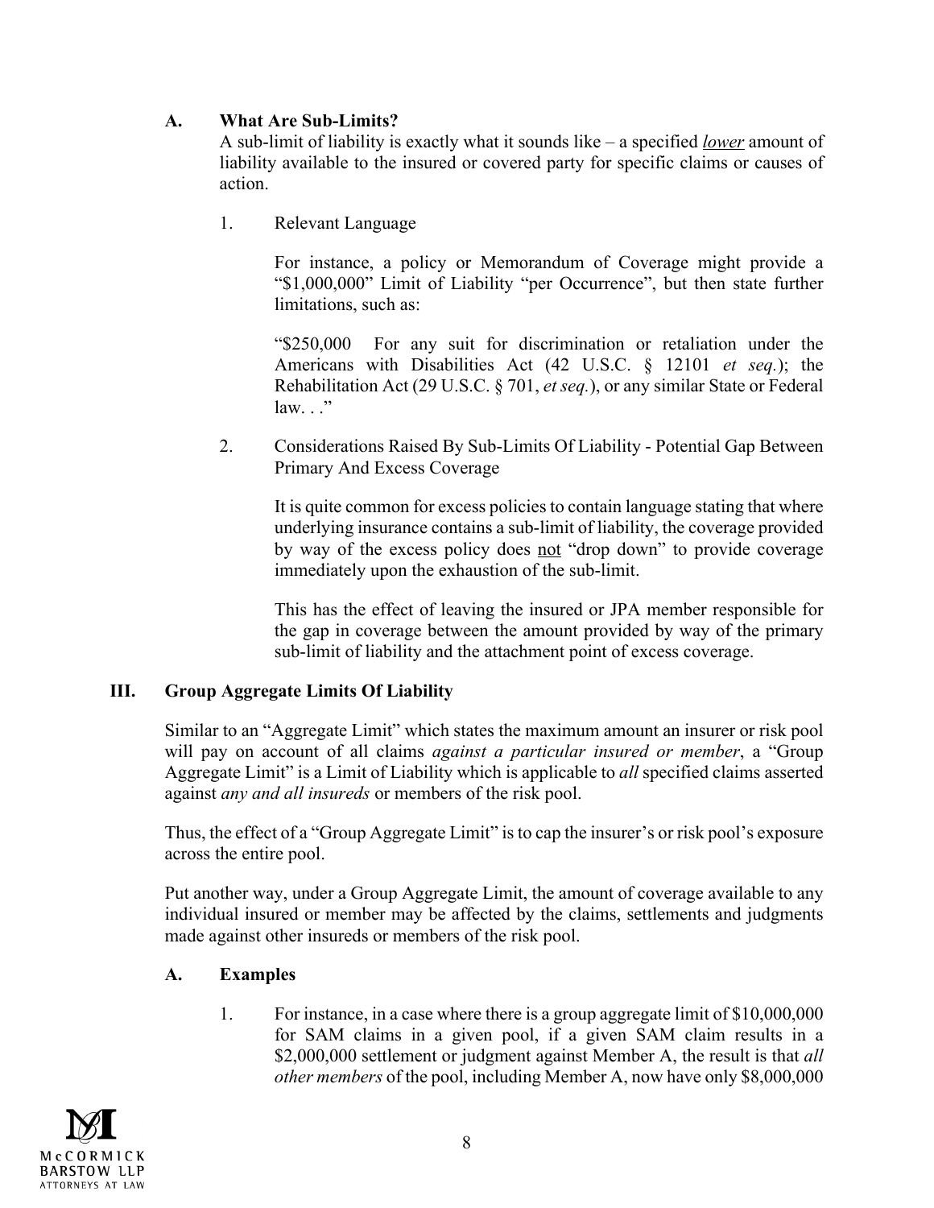### A. What Are Sub-Limits?

A sub-limit of liability is exactly what it sounds like – a specified *lower* amount of liability available to the insured or covered party for specific claims or causes of action.

1. Relevant Language

For instance, a policy or Memorandum of Coverage might provide a "$1,000,000" Limit of Liability "per Occurrence", but then state further limitations, such as:

"$250,000 For any suit for discrimination or retaliation under the Americans with Disabilities Act (42 U.S.C. § 12101 *et seq.*); the Rehabilitation Act (29 U.S.C. § 701, *et seq.*), or any similar State or Federal law. . ."

2. Considerations Raised By Sub-Limits Of Liability - Potential Gap Between Primary And Excess Coverage

It is quite common for excess policies to contain language stating that where underlying insurance contains a sub-limit of liability, the coverage provided by way of the excess policy does not "drop down" to provide coverage immediately upon the exhaustion of the sub-limit.

This has the effect of leaving the insured or JPA member responsible for the gap in coverage between the amount provided by way of the primary sub-limit of liability and the attachment point of excess coverage.

## III. Group Aggregate Limits Of Liability

Similar to an "Aggregate Limit" which states the maximum amount an insurer or risk pool will pay on account of all claims *against a particular insured or member*, a "Group Aggregate Limit" is a Limit of Liability which is applicable to *all* specified claims asserted against *any and all insureds* or members of the risk pool.

Thus, the effect of a "Group Aggregate Limit" is to cap the insurer's or risk pool's exposure across the entire pool.

Put another way, under a Group Aggregate Limit, the amount of coverage available to any individual insured or member may be affected by the claims, settlements and judgments made against other insureds or members of the risk pool.

### A. Examples

1. For instance, in a case where there is a group aggregate limit of $10,000,000 for SAM claims in a given pool, if a given SAM claim results in a $2,000,000 settlement or judgment against Member A, the result is that *all other members* of the pool, including Member A, now have only $8,000,000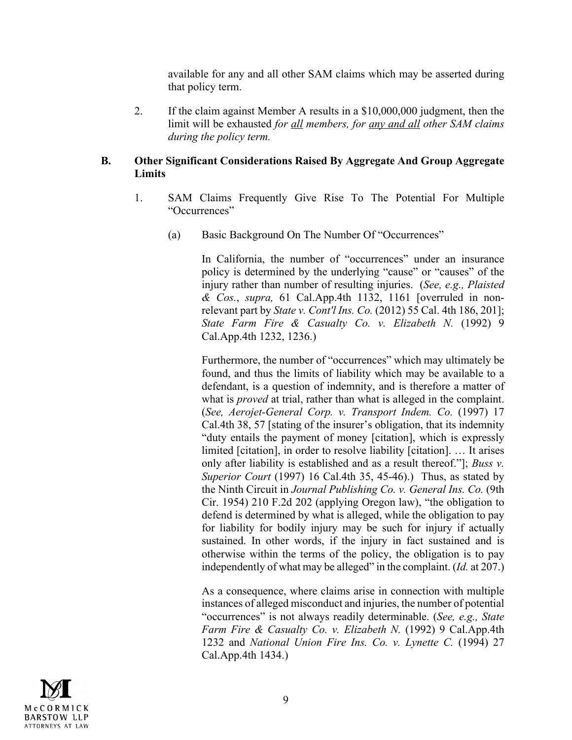available for any and all other SAM claims which may be asserted during that policy term.

2. If the claim against Member A results in a $10,000,000 judgment, then the limit will be exhausted *for <u>all</u> members, for <u>any and all</u> other SAM claims during the policy term.*

**B. Other Significant Considerations Raised By Aggregate And Group Aggregate Limits**

1. SAM Claims Frequently Give Rise To The Potential For Multiple "Occurrences"

   (a) Basic Background On The Number Of "Occurrences"

   In California, the number of "occurrences" under an insurance policy is determined by the underlying "cause" or "causes" of the injury rather than number of resulting injuries. (*See, e.g., Plaisted & Cos.*, *supra,* 61 Cal.App.4th 1132, 1161 [overruled in non-relevant part by *State v. Cont'l Ins. Co.* (2012) 55 Cal. 4th 186, 201]; *State Farm Fire & Casualty Co. v. Elizabeth N.* (1992) 9 Cal.App.4th 1232, 1236.)

   Furthermore, the number of "occurrences" which may ultimately be found, and thus the limits of liability which may be available to a defendant, is a question of indemnity, and is therefore a matter of what is *proved* at trial, rather than what is alleged in the complaint. (*See, Aerojet-General Corp. v. Transport Indem. Co.* (1997) 17 Cal.4th 38, 57 [stating of the insurer's obligation, that its indemnity "duty entails the payment of money [citation], which is expressly limited [citation], in order to resolve liability [citation]. … It arises only after liability is established and as a result thereof."]; *Buss v. Superior Court* (1997) 16 Cal.4th 35, 45-46).) Thus, as stated by the Ninth Circuit in *Journal Publishing Co. v. General Ins. Co.* (9th Cir. 1954) 210 F.2d 202 (applying Oregon law), "the obligation to defend is determined by what is alleged, while the obligation to pay for liability for bodily injury may be such for injury if actually sustained. In other words, if the injury in fact sustained and is otherwise within the terms of the policy, the obligation is to pay independently of what may be alleged" in the complaint. (*Id.* at 207.)

   As a consequence, where claims arise in connection with multiple instances of alleged misconduct and injuries, the number of potential "occurrences" is not always readily determinable. (*See, e.g., State Farm Fire & Casualty Co. v. Elizabeth N.* (1992) 9 Cal.App.4th 1232 and *National Union Fire Ins. Co. v. Lynette C.* (1994) 27 Cal.App.4th 1434.)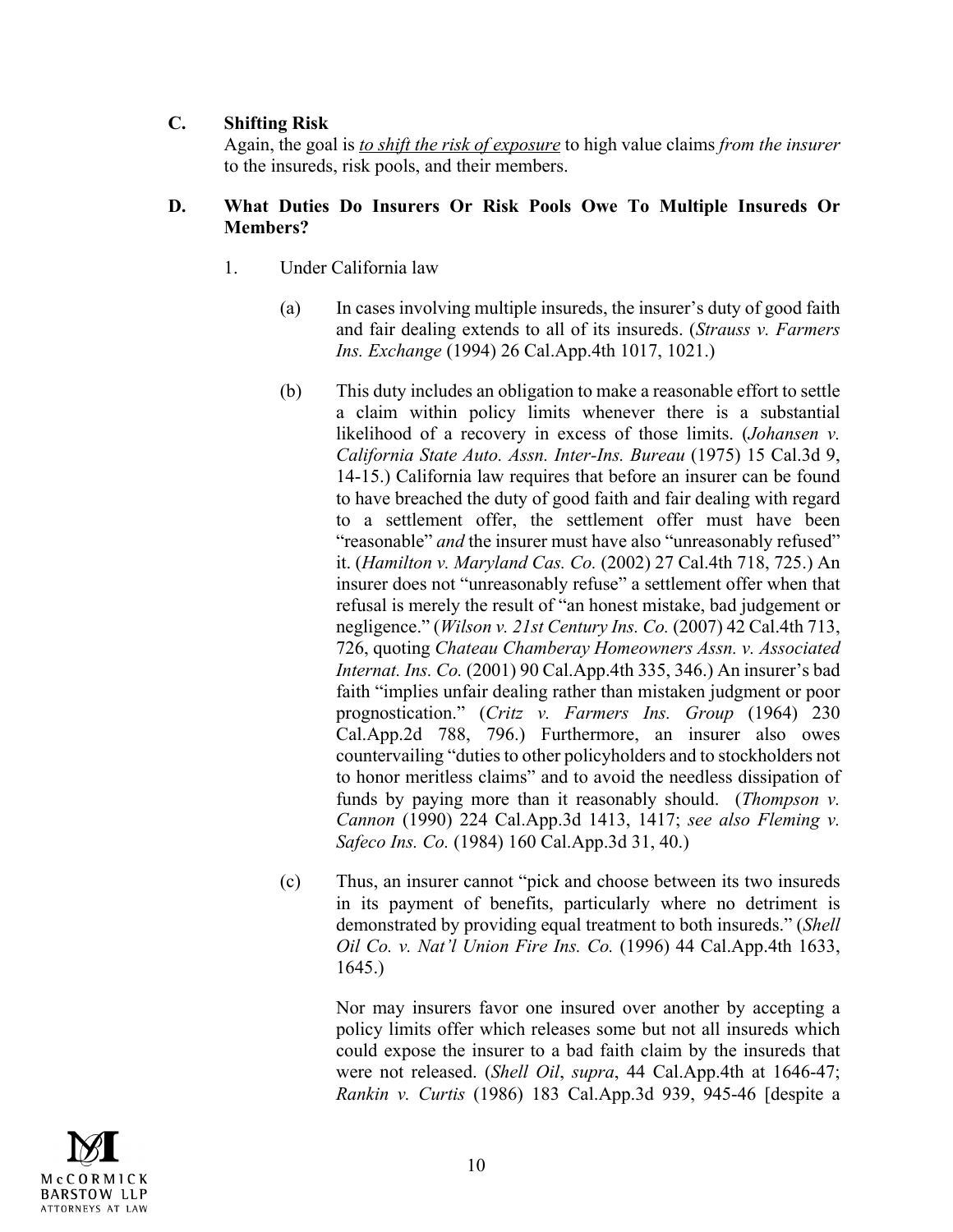**C. Shifting Risk**

Again, the goal is <u>*to shift the risk of exposure*</u> to high value claims *from the insurer* to the insureds, risk pools, and their members.

**D. What Duties Do Insurers Or Risk Pools Owe To Multiple Insureds Or Members?**

1. Under California law

   (a) In cases involving multiple insureds, the insurer's duty of good faith and fair dealing extends to all of its insureds. (*Strauss v. Farmers Ins. Exchange* (1994) 26 Cal.App.4th 1017, 1021.)

   (b) This duty includes an obligation to make a reasonable effort to settle a claim within policy limits whenever there is a substantial likelihood of a recovery in excess of those limits. (*Johansen v. California State Auto. Assn. Inter-Ins. Bureau* (1975) 15 Cal.3d 9, 14-15.) California law requires that before an insurer can be found to have breached the duty of good faith and fair dealing with regard to a settlement offer, the settlement offer must have been "reasonable" *and* the insurer must have also "unreasonably refused" it. (*Hamilton v. Maryland Cas. Co.* (2002) 27 Cal.4th 718, 725.) An insurer does not "unreasonably refuse" a settlement offer when that refusal is merely the result of "an honest mistake, bad judgement or negligence." (*Wilson v. 21st Century Ins. Co.* (2007) 42 Cal.4th 713, 726, quoting *Chateau Chamberay Homeowners Assn. v. Associated Internat. Ins. Co.* (2001) 90 Cal.App.4th 335, 346.) An insurer's bad faith "implies unfair dealing rather than mistaken judgment or poor prognostication." (*Critz v. Farmers Ins. Group* (1964) 230 Cal.App.2d 788, 796.) Furthermore, an insurer also owes countervailing "duties to other policyholders and to stockholders not to honor meritless claims" and to avoid the needless dissipation of funds by paying more than it reasonably should. (*Thompson v. Cannon* (1990) 224 Cal.App.3d 1413, 1417; *see also Fleming v. Safeco Ins. Co.* (1984) 160 Cal.App.3d 31, 40.)

   (c) Thus, an insurer cannot "pick and choose between its two insureds in its payment of benefits, particularly where no detriment is demonstrated by providing equal treatment to both insureds." (*Shell Oil Co. v. Nat'l Union Fire Ins. Co.* (1996) 44 Cal.App.4th 1633, 1645.)

   Nor may insurers favor one insured over another by accepting a policy limits offer which releases some but not all insureds which could expose the insurer to a bad faith claim by the insureds that were not released. (*Shell Oil*, *supra*, 44 Cal.App.4th at 1646-47; *Rankin v. Curtis* (1986) 183 Cal.App.3d 939, 945-46 [despite a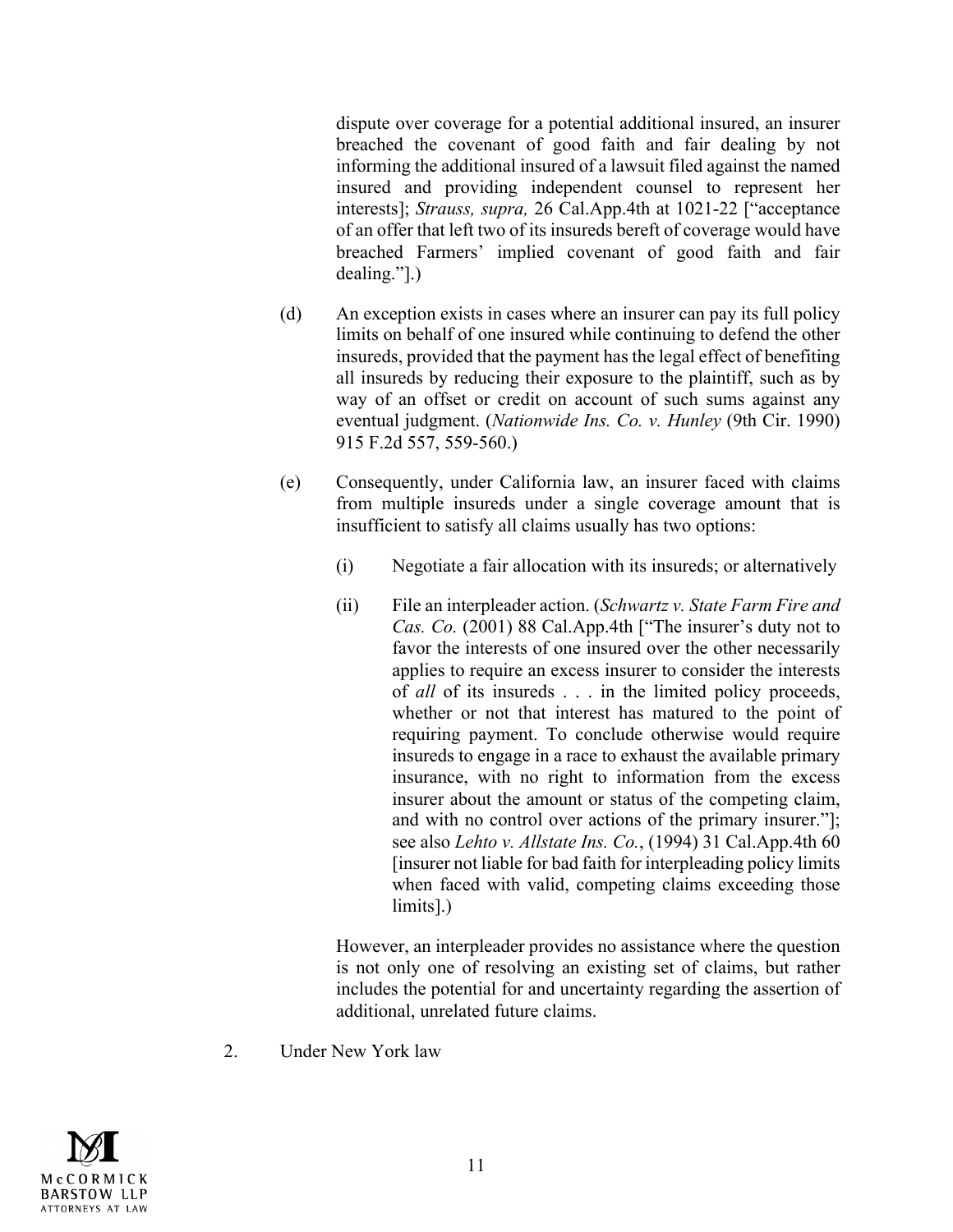dispute over coverage for a potential additional insured, an insurer breached the covenant of good faith and fair dealing by not informing the additional insured of a lawsuit filed against the named insured and providing independent counsel to represent her interests]; *Strauss, supra,* 26 Cal.App.4th at 1021-22 ["acceptance of an offer that left two of its insureds bereft of coverage would have breached Farmers' implied covenant of good faith and fair dealing."].)

(d) An exception exists in cases where an insurer can pay its full policy limits on behalf of one insured while continuing to defend the other insureds, provided that the payment has the legal effect of benefiting all insureds by reducing their exposure to the plaintiff, such as by way of an offset or credit on account of such sums against any eventual judgment. (*Nationwide Ins. Co. v. Hunley* (9th Cir. 1990) 915 F.2d 557, 559-560.)

(e) Consequently, under California law, an insurer faced with claims from multiple insureds under a single coverage amount that is insufficient to satisfy all claims usually has two options:

(i) Negotiate a fair allocation with its insureds; or alternatively

(ii) File an interpleader action. (*Schwartz v. State Farm Fire and Cas. Co.* (2001) 88 Cal.App.4th ["The insurer's duty not to favor the interests of one insured over the other necessarily applies to require an excess insurer to consider the interests of *all* of its insureds . . . in the limited policy proceeds, whether or not that interest has matured to the point of requiring payment. To conclude otherwise would require insureds to engage in a race to exhaust the available primary insurance, with no right to information from the excess insurer about the amount or status of the competing claim, and with no control over actions of the primary insurer."]; see also *Lehto v. Allstate Ins. Co.*, (1994) 31 Cal.App.4th 60 [insurer not liable for bad faith for interpleading policy limits when faced with valid, competing claims exceeding those limits].)

However, an interpleader provides no assistance where the question is not only one of resolving an existing set of claims, but rather includes the potential for and uncertainty regarding the assertion of additional, unrelated future claims.

2. Under New York law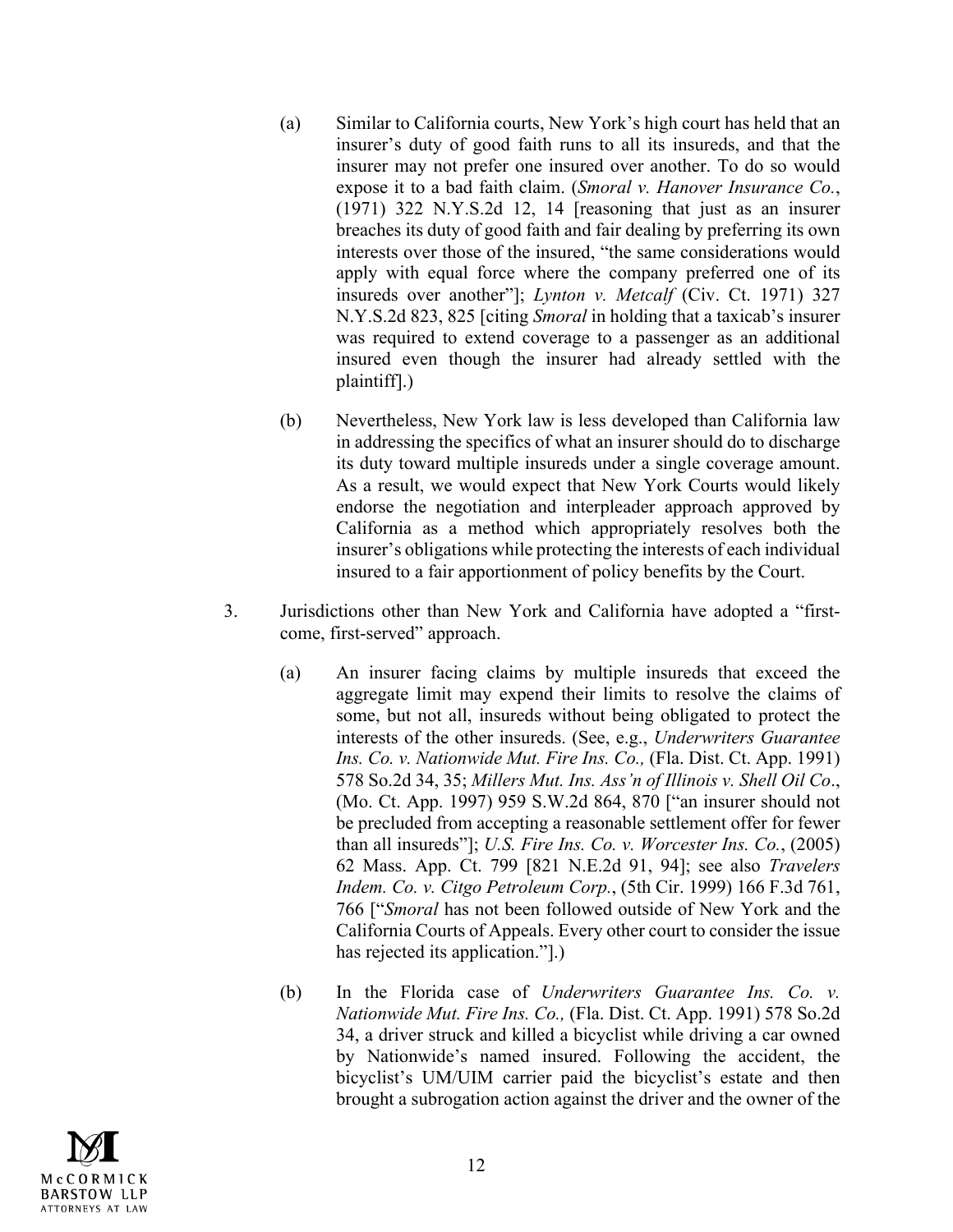(a) Similar to California courts, New York's high court has held that an insurer's duty of good faith runs to all its insureds, and that the insurer may not prefer one insured over another. To do so would expose it to a bad faith claim. (*Smoral v. Hanover Insurance Co.*, (1971) 322 N.Y.S.2d 12, 14 [reasoning that just as an insurer breaches its duty of good faith and fair dealing by preferring its own interests over those of the insured, "the same considerations would apply with equal force where the company preferred one of its insureds over another"]; *Lynton v. Metcalf* (Civ. Ct. 1971) 327 N.Y.S.2d 823, 825 [citing *Smoral* in holding that a taxicab's insurer was required to extend coverage to a passenger as an additional insured even though the insurer had already settled with the plaintiff].)

(b) Nevertheless, New York law is less developed than California law in addressing the specifics of what an insurer should do to discharge its duty toward multiple insureds under a single coverage amount. As a result, we would expect that New York Courts would likely endorse the negotiation and interpleader approach approved by California as a method which appropriately resolves both the insurer's obligations while protecting the interests of each individual insured to a fair apportionment of policy benefits by the Court.

3. Jurisdictions other than New York and California have adopted a "first-come, first-served" approach.

(a) An insurer facing claims by multiple insureds that exceed the aggregate limit may expend their limits to resolve the claims of some, but not all, insureds without being obligated to protect the interests of the other insureds. (See, e.g., *Underwriters Guarantee Ins. Co. v. Nationwide Mut. Fire Ins. Co.,* (Fla. Dist. Ct. App. 1991) 578 So.2d 34, 35; *Millers Mut. Ins. Ass'n of Illinois v. Shell Oil Co*., (Mo. Ct. App. 1997) 959 S.W.2d 864, 870 ["an insurer should not be precluded from accepting a reasonable settlement offer for fewer than all insureds"]; *U.S. Fire Ins. Co. v. Worcester Ins. Co.*, (2005) 62 Mass. App. Ct. 799 [821 N.E.2d 91, 94]; see also *Travelers Indem. Co. v. Citgo Petroleum Corp.*, (5th Cir. 1999) 166 F.3d 761, 766 ["*Smoral* has not been followed outside of New York and the California Courts of Appeals. Every other court to consider the issue has rejected its application."].)

(b) In the Florida case of *Underwriters Guarantee Ins. Co. v. Nationwide Mut. Fire Ins. Co.,* (Fla. Dist. Ct. App. 1991) 578 So.2d 34, a driver struck and killed a bicyclist while driving a car owned by Nationwide's named insured. Following the accident, the bicyclist's UM/UIM carrier paid the bicyclist's estate and then brought a subrogation action against the driver and the owner of the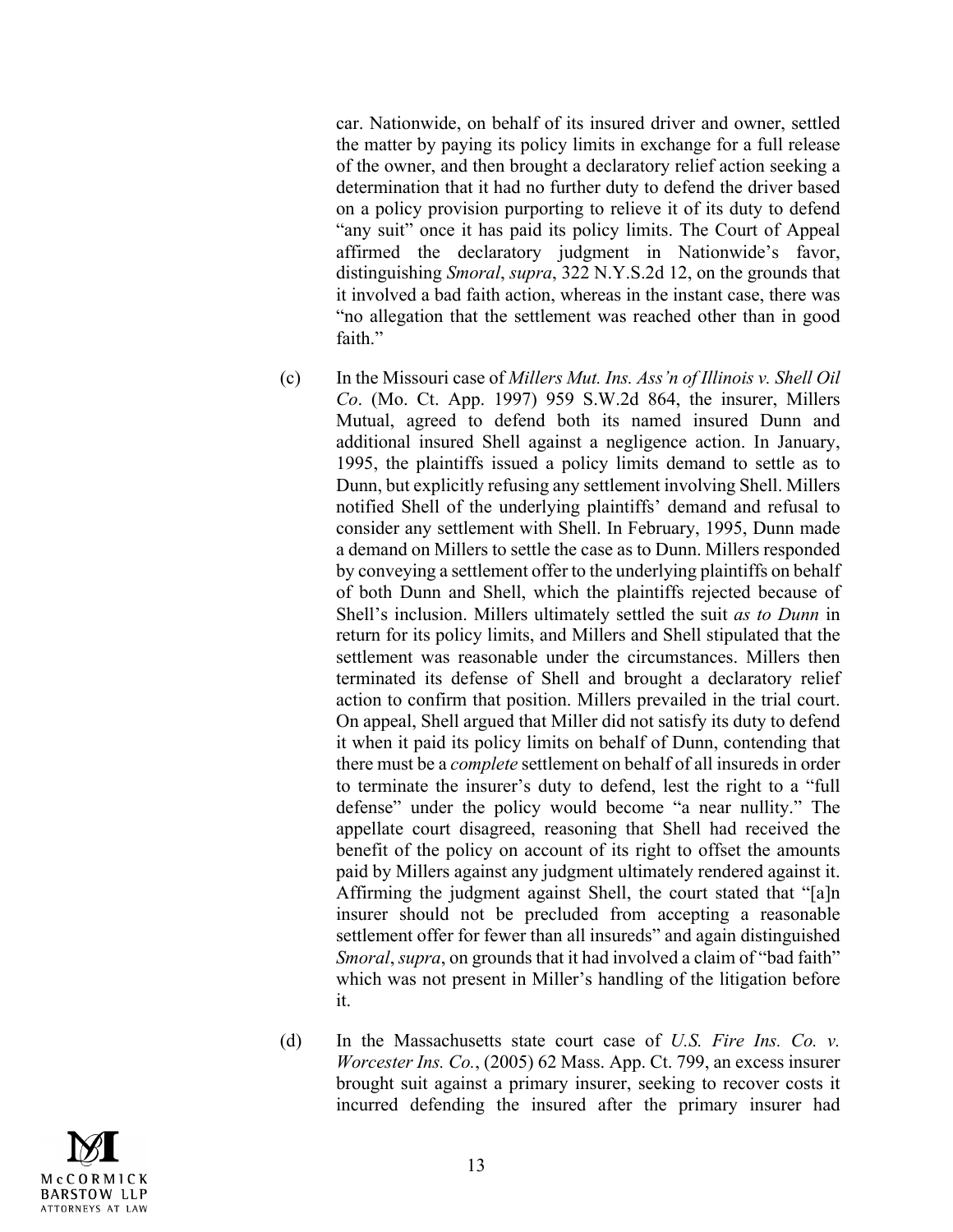car. Nationwide, on behalf of its insured driver and owner, settled the matter by paying its policy limits in exchange for a full release of the owner, and then brought a declaratory relief action seeking a determination that it had no further duty to defend the driver based on a policy provision purporting to relieve it of its duty to defend "any suit" once it has paid its policy limits. The Court of Appeal affirmed the declaratory judgment in Nationwide's favor, distinguishing *Smoral*, *supra*, 322 N.Y.S.2d 12, on the grounds that it involved a bad faith action, whereas in the instant case, there was "no allegation that the settlement was reached other than in good faith."

(c) In the Missouri case of *Millers Mut. Ins. Ass'n of Illinois v. Shell Oil Co*. (Mo. Ct. App. 1997) 959 S.W.2d 864, the insurer, Millers Mutual, agreed to defend both its named insured Dunn and additional insured Shell against a negligence action. In January, 1995, the plaintiffs issued a policy limits demand to settle as to Dunn, but explicitly refusing any settlement involving Shell. Millers notified Shell of the underlying plaintiffs' demand and refusal to consider any settlement with Shell. In February, 1995, Dunn made a demand on Millers to settle the case as to Dunn. Millers responded by conveying a settlement offer to the underlying plaintiffs on behalf of both Dunn and Shell, which the plaintiffs rejected because of Shell's inclusion. Millers ultimately settled the suit *as to Dunn* in return for its policy limits, and Millers and Shell stipulated that the settlement was reasonable under the circumstances. Millers then terminated its defense of Shell and brought a declaratory relief action to confirm that position. Millers prevailed in the trial court. On appeal, Shell argued that Miller did not satisfy its duty to defend it when it paid its policy limits on behalf of Dunn, contending that there must be a *complete* settlement on behalf of all insureds in order to terminate the insurer's duty to defend, lest the right to a "full defense" under the policy would become "a near nullity." The appellate court disagreed, reasoning that Shell had received the benefit of the policy on account of its right to offset the amounts paid by Millers against any judgment ultimately rendered against it. Affirming the judgment against Shell, the court stated that "[a]n insurer should not be precluded from accepting a reasonable settlement offer for fewer than all insureds" and again distinguished *Smoral*, *supra*, on grounds that it had involved a claim of "bad faith" which was not present in Miller's handling of the litigation before it.

(d) In the Massachusetts state court case of *U.S. Fire Ins. Co. v. Worcester Ins. Co.*, (2005) 62 Mass. App. Ct. 799, an excess insurer brought suit against a primary insurer, seeking to recover costs it incurred defending the insured after the primary insurer had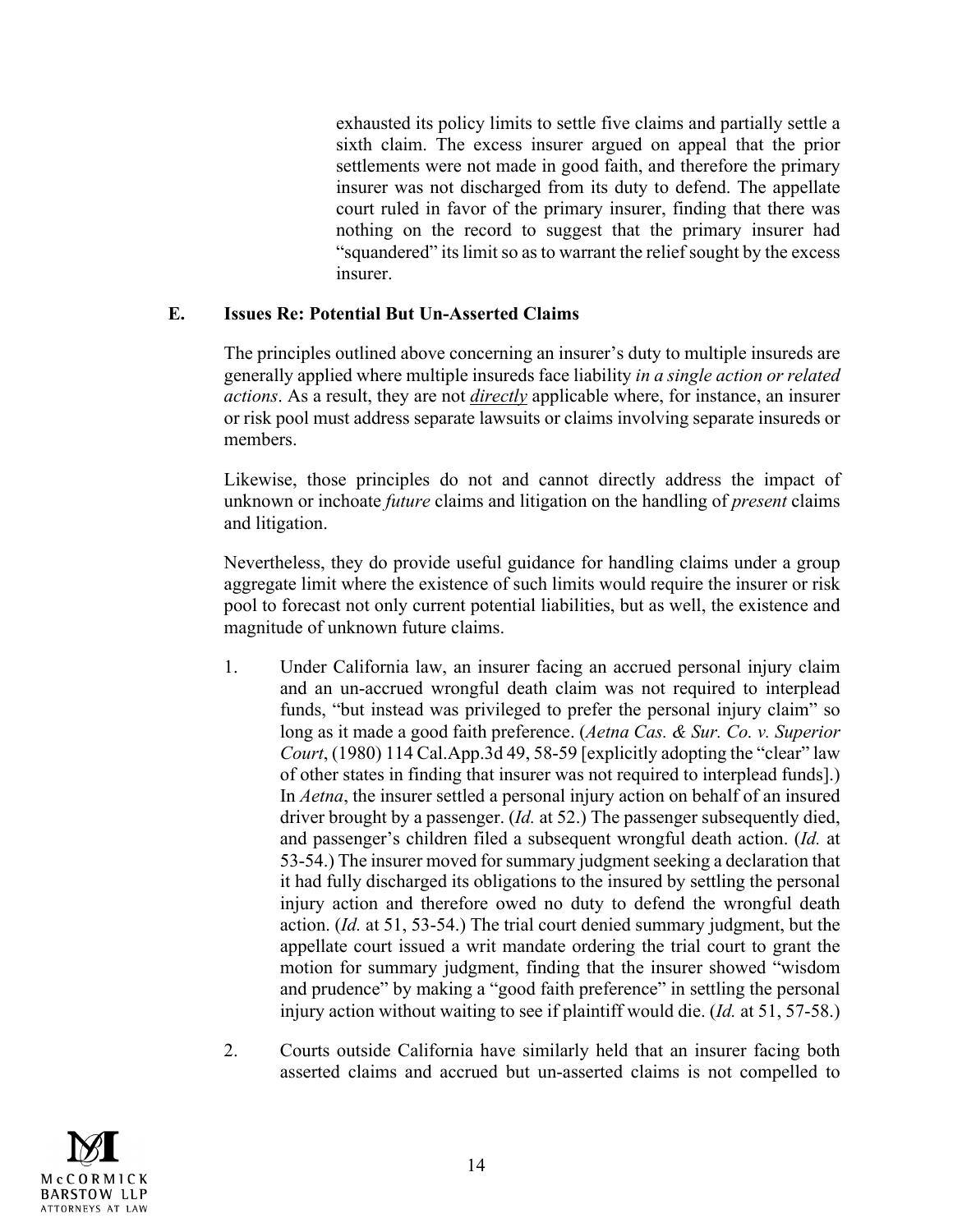exhausted its policy limits to settle five claims and partially settle a sixth claim. The excess insurer argued on appeal that the prior settlements were not made in good faith, and therefore the primary insurer was not discharged from its duty to defend. The appellate court ruled in favor of the primary insurer, finding that there was nothing on the record to suggest that the primary insurer had "squandered" its limit so as to warrant the relief sought by the excess insurer.

### E. Issues Re: Potential But Un-Asserted Claims

The principles outlined above concerning an insurer's duty to multiple insureds are generally applied where multiple insureds face liability *in a single action or related actions*. As a result, they are not ***directly*** applicable where, for instance, an insurer or risk pool must address separate lawsuits or claims involving separate insureds or members.

Likewise, those principles do not and cannot directly address the impact of unknown or inchoate *future* claims and litigation on the handling of *present* claims and litigation.

Nevertheless, they do provide useful guidance for handling claims under a group aggregate limit where the existence of such limits would require the insurer or risk pool to forecast not only current potential liabilities, but as well, the existence and magnitude of unknown future claims.

1. Under California law, an insurer facing an accrued personal injury claim and an un-accrued wrongful death claim was not required to interplead funds, "but instead was privileged to prefer the personal injury claim" so long as it made a good faith preference. (*Aetna Cas. & Sur. Co. v. Superior Court*, (1980) 114 Cal.App.3d 49, 58-59 [explicitly adopting the "clear" law of other states in finding that insurer was not required to interplead funds].) In *Aetna*, the insurer settled a personal injury action on behalf of an insured driver brought by a passenger. (*Id.* at 52.) The passenger subsequently died, and passenger's children filed a subsequent wrongful death action. (*Id.* at 53-54.) The insurer moved for summary judgment seeking a declaration that it had fully discharged its obligations to the insured by settling the personal injury action and therefore owed no duty to defend the wrongful death action. (*Id.* at 51, 53-54.) The trial court denied summary judgment, but the appellate court issued a writ mandate ordering the trial court to grant the motion for summary judgment, finding that the insurer showed "wisdom and prudence" by making a "good faith preference" in settling the personal injury action without waiting to see if plaintiff would die. (*Id.* at 51, 57-58.)

2. Courts outside California have similarly held that an insurer facing both asserted claims and accrued but un-asserted claims is not compelled to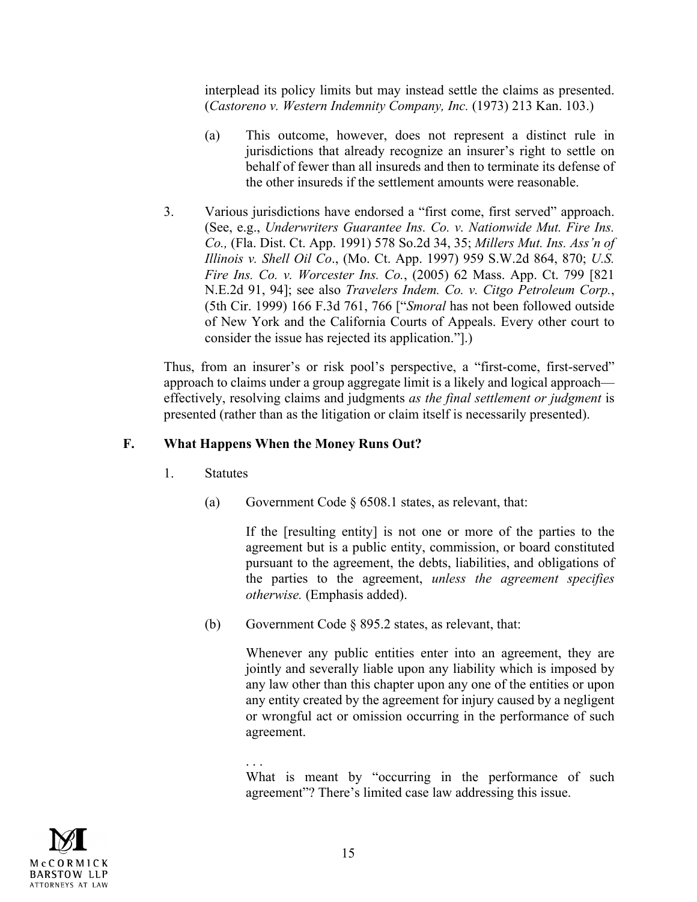interplead its policy limits but may instead settle the claims as presented. (*Castoreno v. Western Indemnity Company, Inc.* (1973) 213 Kan. 103.)

(a) This outcome, however, does not represent a distinct rule in jurisdictions that already recognize an insurer's right to settle on behalf of fewer than all insureds and then to terminate its defense of the other insureds if the settlement amounts were reasonable.

3. Various jurisdictions have endorsed a "first come, first served" approach. (See, e.g., *Underwriters Guarantee Ins. Co. v. Nationwide Mut. Fire Ins. Co.,* (Fla. Dist. Ct. App. 1991) 578 So.2d 34, 35; *Millers Mut. Ins. Ass'n of Illinois v. Shell Oil Co*., (Mo. Ct. App. 1997) 959 S.W.2d 864, 870; *U.S. Fire Ins. Co. v. Worcester Ins. Co.*, (2005) 62 Mass. App. Ct. 799 [821 N.E.2d 91, 94]; see also *Travelers Indem. Co. v. Citgo Petroleum Corp.*, (5th Cir. 1999) 166 F.3d 761, 766 ["*Smoral* has not been followed outside of New York and the California Courts of Appeals. Every other court to consider the issue has rejected its application."].)

Thus, from an insurer's or risk pool's perspective, a "first-come, first-served" approach to claims under a group aggregate limit is a likely and logical approach—effectively, resolving claims and judgments *as the final settlement or judgment* is presented (rather than as the litigation or claim itself is necessarily presented).

## F. What Happens When the Money Runs Out?

1. Statutes

(a) Government Code § 6508.1 states, as relevant, that:

> If the [resulting entity] is not one or more of the parties to the agreement but is a public entity, commission, or board constituted pursuant to the agreement, the debts, liabilities, and obligations of the parties to the agreement, *unless the agreement specifies otherwise.* (Emphasis added).

(b) Government Code § 895.2 states, as relevant, that:

> Whenever any public entities enter into an agreement, they are jointly and severally liable upon any liability which is imposed by any law other than this chapter upon any one of the entities or upon any entity created by the agreement for injury caused by a negligent or wrongful act or omission occurring in the performance of such agreement.
>
> . . .

What is meant by "occurring in the performance of such agreement"? There's limited case law addressing this issue.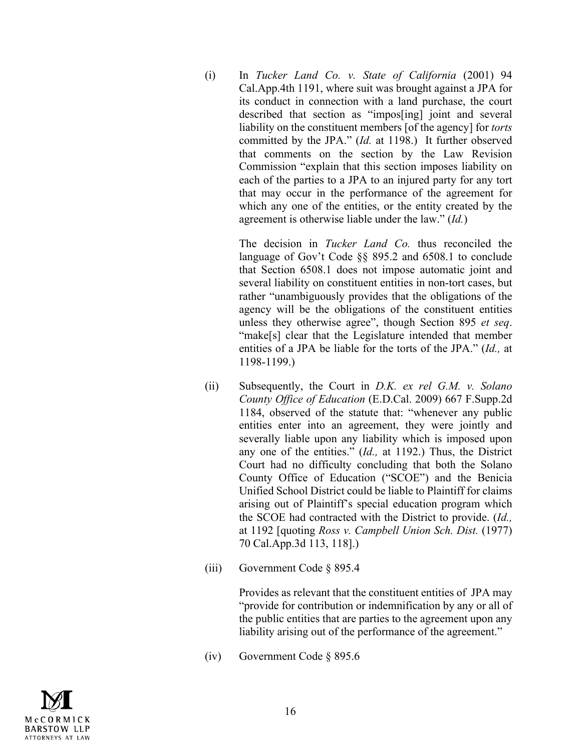(i) In *Tucker Land Co. v. State of California* (2001) 94 Cal.App.4th 1191, where suit was brought against a JPA for its conduct in connection with a land purchase, the court described that section as "impos[ing] joint and several liability on the constituent members [of the agency] for *torts* committed by the JPA." (*Id.* at 1198.) It further observed that comments on the section by the Law Revision Commission "explain that this section imposes liability on each of the parties to a JPA to an injured party for any tort that may occur in the performance of the agreement for which any one of the entities, or the entity created by the agreement is otherwise liable under the law." (*Id.*)

The decision in *Tucker Land Co.* thus reconciled the language of Gov't Code §§ 895.2 and 6508.1 to conclude that Section 6508.1 does not impose automatic joint and several liability on constituent entities in non-tort cases, but rather "unambiguously provides that the obligations of the agency will be the obligations of the constituent entities unless they otherwise agree", though Section 895 *et seq*. "make[s] clear that the Legislature intended that member entities of a JPA be liable for the torts of the JPA." (*Id.,* at 1198-1199.)

(ii) Subsequently, the Court in *D.K. ex rel G.M. v. Solano County Office of Education* (E.D.Cal. 2009) 667 F.Supp.2d 1184, observed of the statute that: "whenever any public entities enter into an agreement, they were jointly and severally liable upon any liability which is imposed upon any one of the entities." (*Id.,* at 1192.) Thus, the District Court had no difficulty concluding that both the Solano County Office of Education ("SCOE") and the Benicia Unified School District could be liable to Plaintiff for claims arising out of Plaintiff's special education program which the SCOE had contracted with the District to provide. (*Id.,* at 1192 [quoting *Ross v. Campbell Union Sch. Dist.* (1977) 70 Cal.App.3d 113, 118].)

(iii) Government Code § 895.4

Provides as relevant that the constituent entities of JPA may "provide for contribution or indemnification by any or all of the public entities that are parties to the agreement upon any liability arising out of the performance of the agreement."

(iv) Government Code § 895.6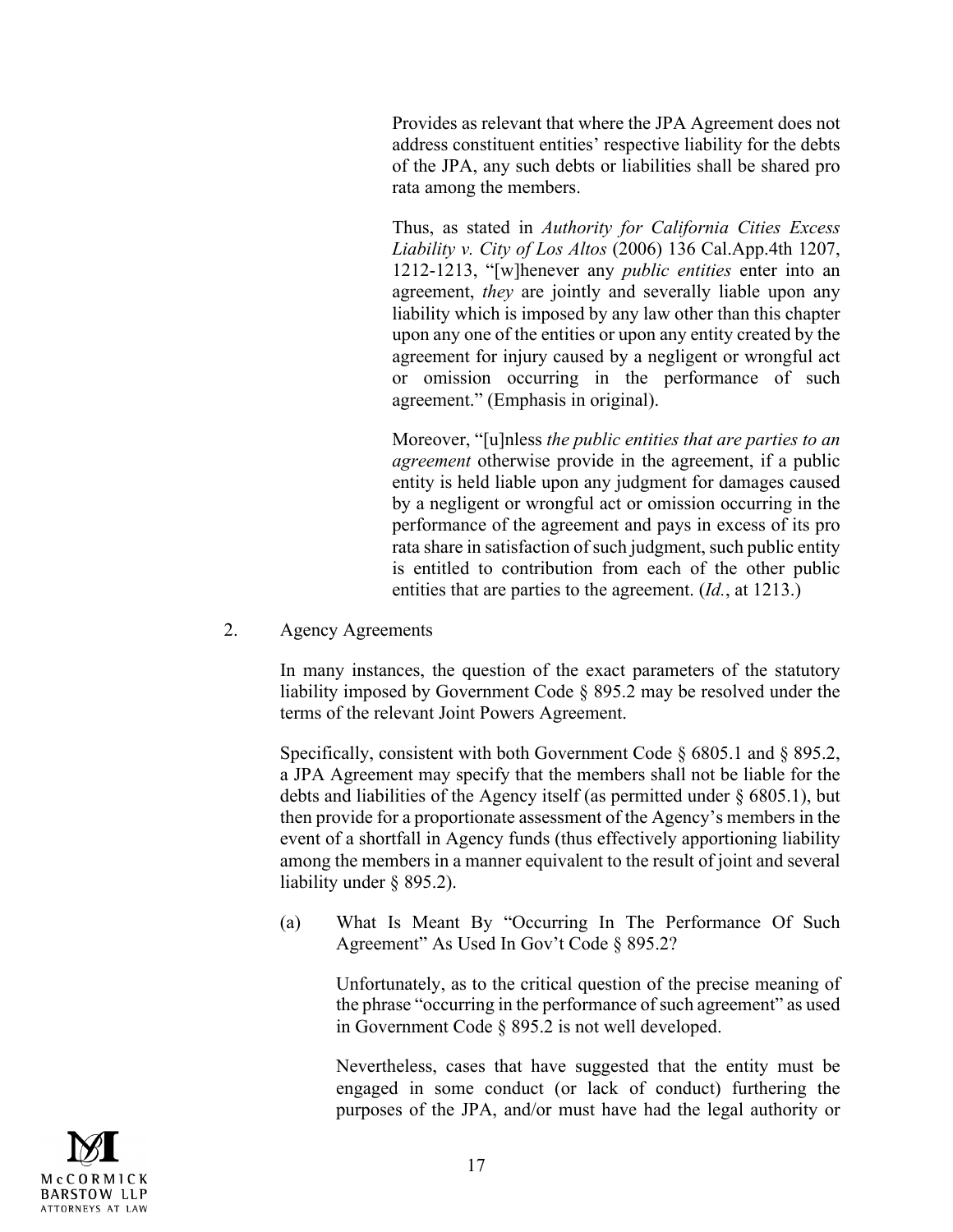Provides as relevant that where the JPA Agreement does not address constituent entities' respective liability for the debts of the JPA, any such debts or liabilities shall be shared pro rata among the members.

Thus, as stated in *Authority for California Cities Excess Liability v. City of Los Altos* (2006) 136 Cal.App.4th 1207, 1212-1213, "[w]henever any *public entities* enter into an agreement, *they* are jointly and severally liable upon any liability which is imposed by any law other than this chapter upon any one of the entities or upon any entity created by the agreement for injury caused by a negligent or wrongful act or omission occurring in the performance of such agreement." (Emphasis in original).

Moreover, "[u]nless *the public entities that are parties to an agreement* otherwise provide in the agreement, if a public entity is held liable upon any judgment for damages caused by a negligent or wrongful act or omission occurring in the performance of the agreement and pays in excess of its pro rata share in satisfaction of such judgment, such public entity is entitled to contribution from each of the other public entities that are parties to the agreement. (*Id.*, at 1213.)

2. Agency Agreements

In many instances, the question of the exact parameters of the statutory liability imposed by Government Code § 895.2 may be resolved under the terms of the relevant Joint Powers Agreement.

Specifically, consistent with both Government Code § 6805.1 and § 895.2, a JPA Agreement may specify that the members shall not be liable for the debts and liabilities of the Agency itself (as permitted under § 6805.1), but then provide for a proportionate assessment of the Agency's members in the event of a shortfall in Agency funds (thus effectively apportioning liability among the members in a manner equivalent to the result of joint and several liability under § 895.2).

(a) What Is Meant By "Occurring In The Performance Of Such Agreement" As Used In Gov't Code § 895.2?

Unfortunately, as to the critical question of the precise meaning of the phrase "occurring in the performance of such agreement" as used in Government Code § 895.2 is not well developed.

Nevertheless, cases that have suggested that the entity must be engaged in some conduct (or lack of conduct) furthering the purposes of the JPA, and/or must have had the legal authority or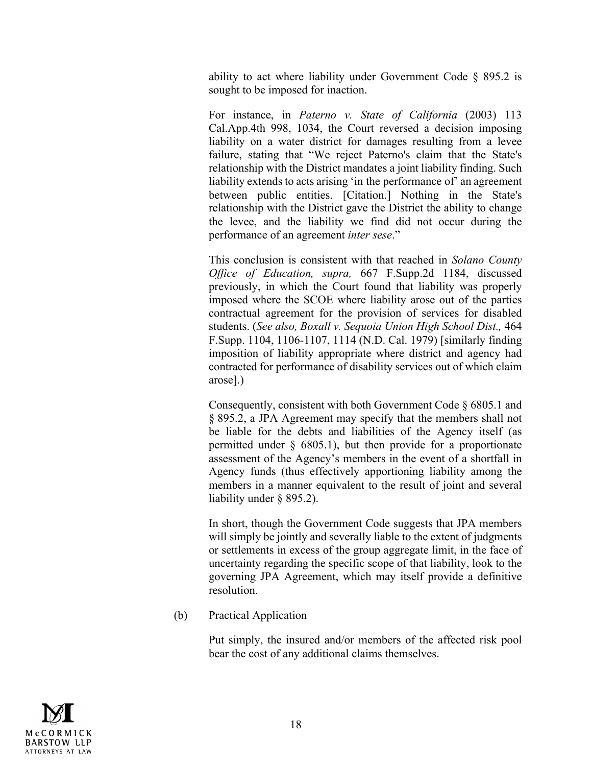ability to act where liability under Government Code § 895.2 is sought to be imposed for inaction.

For instance, in *Paterno v. State of California* (2003) 113 Cal.App.4th 998, 1034, the Court reversed a decision imposing liability on a water district for damages resulting from a levee failure, stating that "We reject Paterno's claim that the State's relationship with the District mandates a joint liability finding. Such liability extends to acts arising 'in the performance of' an agreement between public entities. [Citation.] Nothing in the State's relationship with the District gave the District the ability to change the levee, and the liability we find did not occur during the performance of an agreement *inter sese*."

This conclusion is consistent with that reached in *Solano County Office of Education, supra,* 667 F.Supp.2d 1184, discussed previously, in which the Court found that liability was properly imposed where the SCOE where liability arose out of the parties contractual agreement for the provision of services for disabled students. (*See also, Boxall v. Sequoia Union High School Dist.,* 464 F.Supp. 1104, 1106-1107, 1114 (N.D. Cal. 1979) [similarly finding imposition of liability appropriate where district and agency had contracted for performance of disability services out of which claim arose].)

Consequently, consistent with both Government Code § 6805.1 and § 895.2, a JPA Agreement may specify that the members shall not be liable for the debts and liabilities of the Agency itself (as permitted under § 6805.1), but then provide for a proportionate assessment of the Agency's members in the event of a shortfall in Agency funds (thus effectively apportioning liability among the members in a manner equivalent to the result of joint and several liability under § 895.2).

In short, though the Government Code suggests that JPA members will simply be jointly and severally liable to the extent of judgments or settlements in excess of the group aggregate limit, in the face of uncertainty regarding the specific scope of that liability, look to the governing JPA Agreement, which may itself provide a definitive resolution.

(b) Practical Application

Put simply, the insured and/or members of the affected risk pool bear the cost of any additional claims themselves.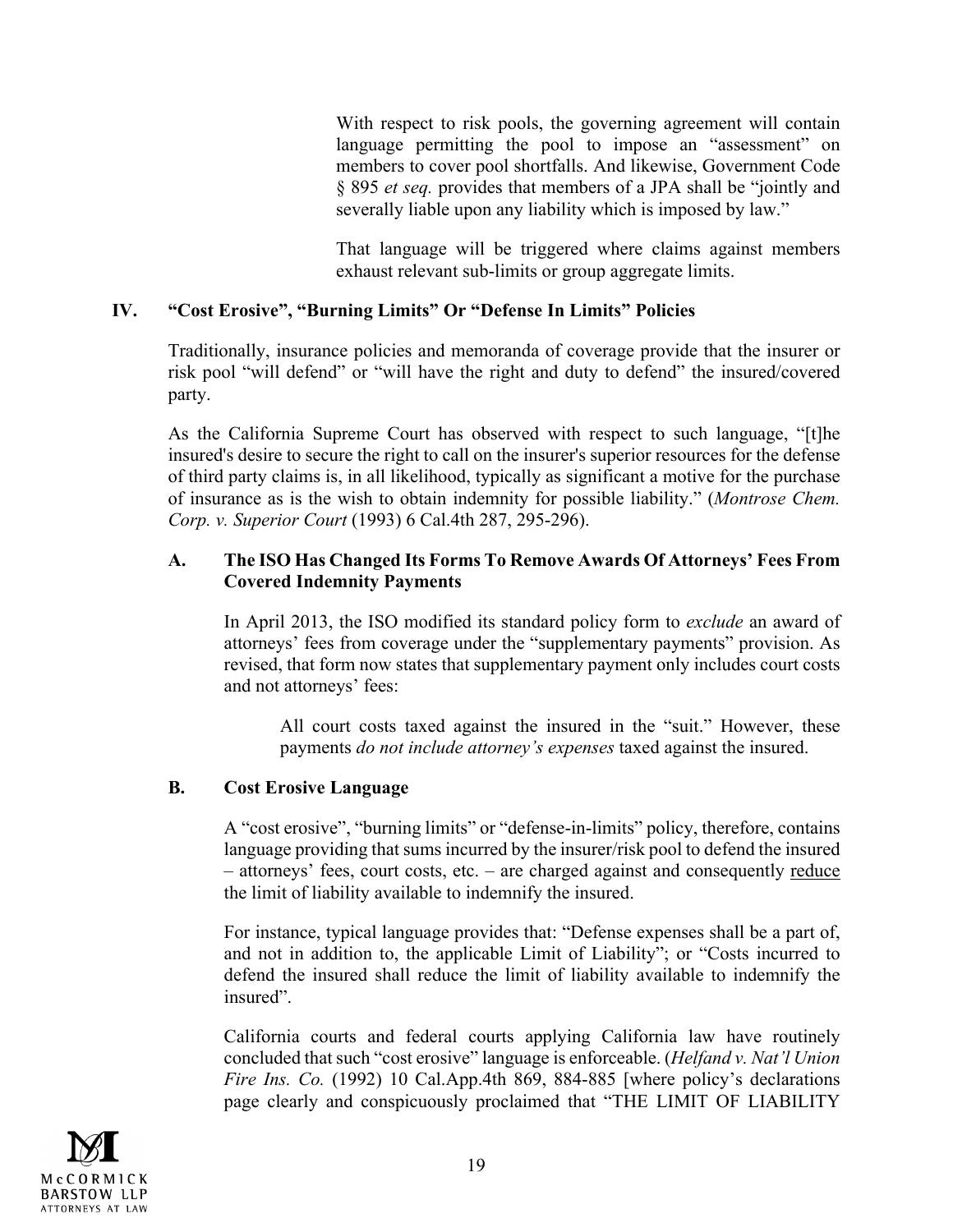With respect to risk pools, the governing agreement will contain language permitting the pool to impose an "assessment" on members to cover pool shortfalls. And likewise, Government Code § 895 *et seq.* provides that members of a JPA shall be "jointly and severally liable upon any liability which is imposed by law."

That language will be triggered where claims against members exhaust relevant sub-limits or group aggregate limits.

## IV. "Cost Erosive", "Burning Limits" Or "Defense In Limits" Policies

Traditionally, insurance policies and memoranda of coverage provide that the insurer or risk pool "will defend" or "will have the right and duty to defend" the insured/covered party.

As the California Supreme Court has observed with respect to such language, "[t]he insured's desire to secure the right to call on the insurer's superior resources for the defense of third party claims is, in all likelihood, typically as significant a motive for the purchase of insurance as is the wish to obtain indemnity for possible liability." (*Montrose Chem. Corp. v. Superior Court* (1993) 6 Cal.4th 287, 295-296).

### A. The ISO Has Changed Its Forms To Remove Awards Of Attorneys' Fees From Covered Indemnity Payments

In April 2013, the ISO modified its standard policy form to *exclude* an award of attorneys' fees from coverage under the "supplementary payments" provision. As revised, that form now states that supplementary payment only includes court costs and not attorneys' fees:

> All court costs taxed against the insured in the "suit." However, these payments *do not include attorney's expenses* taxed against the insured.

### B. Cost Erosive Language

A "cost erosive", "burning limits" or "defense-in-limits" policy, therefore, contains language providing that sums incurred by the insurer/risk pool to defend the insured – attorneys' fees, court costs, etc. – are charged against and consequently <u>reduce</u> the limit of liability available to indemnify the insured.

For instance, typical language provides that: "Defense expenses shall be a part of, and not in addition to, the applicable Limit of Liability"; or "Costs incurred to defend the insured shall reduce the limit of liability available to indemnify the insured".

California courts and federal courts applying California law have routinely concluded that such "cost erosive" language is enforceable. (*Helfand v. Nat'l Union Fire Ins. Co.* (1992) 10 Cal.App.4th 869, 884-885 [where policy's declarations page clearly and conspicuously proclaimed that "THE LIMIT OF LIABILITY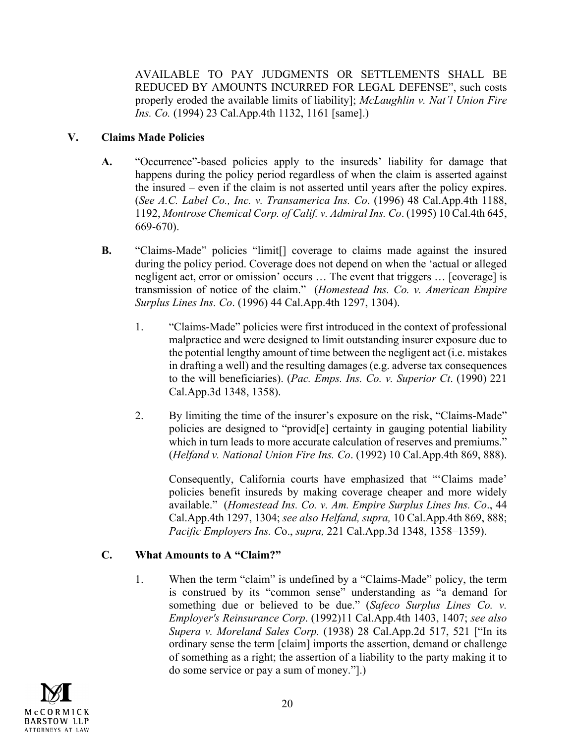AVAILABLE TO PAY JUDGMENTS OR SETTLEMENTS SHALL BE REDUCED BY AMOUNTS INCURRED FOR LEGAL DEFENSE", such costs properly eroded the available limits of liability]; *McLaughlin v. Nat'l Union Fire Ins. Co.* (1994) 23 Cal.App.4th 1132, 1161 [same].)

## V. Claims Made Policies

**A.** "Occurrence"-based policies apply to the insureds' liability for damage that happens during the policy period regardless of when the claim is asserted against the insured – even if the claim is not asserted until years after the policy expires. (*See A.C. Label Co., Inc. v. Transamerica Ins. Co*. (1996) 48 Cal.App.4th 1188, 1192, *Montrose Chemical Corp. of Calif. v. Admiral Ins. Co*. (1995) 10 Cal.4th 645, 669-670).

**B.** "Claims-Made" policies "limit[] coverage to claims made against the insured during the policy period. Coverage does not depend on when the 'actual or alleged negligent act, error or omission' occurs … The event that triggers … [coverage] is transmission of notice of the claim." (*Homestead Ins. Co. v. American Empire Surplus Lines Ins. Co*. (1996) 44 Cal.App.4th 1297, 1304).

1. "Claims-Made" policies were first introduced in the context of professional malpractice and were designed to limit outstanding insurer exposure due to the potential lengthy amount of time between the negligent act (i.e. mistakes in drafting a well) and the resulting damages (e.g. adverse tax consequences to the will beneficiaries). (*Pac. Emps. Ins. Co. v. Superior Ct*. (1990) 221 Cal.App.3d 1348, 1358).

2. By limiting the time of the insurer's exposure on the risk, "Claims-Made" policies are designed to "provid[e] certainty in gauging potential liability which in turn leads to more accurate calculation of reserves and premiums." (*Helfand v. National Union Fire Ins. Co*. (1992) 10 Cal.App.4th 869, 888).

   Consequently, California courts have emphasized that "'Claims made' policies benefit insureds by making coverage cheaper and more widely available." (*Homestead Ins. Co. v. Am. Empire Surplus Lines Ins. Co*., 44 Cal.App.4th 1297, 1304; *see also Helfand, supra,* 10 Cal.App.4th 869, 888; *Pacific Employers Ins. Co*., *supra,* 221 Cal.App.3d 1348, 1358–1359).

### C. What Amounts to A "Claim?"

1. When the term "claim" is undefined by a "Claims-Made" policy, the term is construed by its "common sense" understanding as "a demand for something due or believed to be due." (*Safeco Surplus Lines Co. v. Employer's Reinsurance Corp*. (1992)11 Cal.App.4th 1403, 1407; *see also Supera v. Moreland Sales Corp.* (1938) 28 Cal.App.2d 517, 521 ["In its ordinary sense the term [claim] imports the assertion, demand or challenge of something as a right; the assertion of a liability to the party making it to do some service or pay a sum of money."].)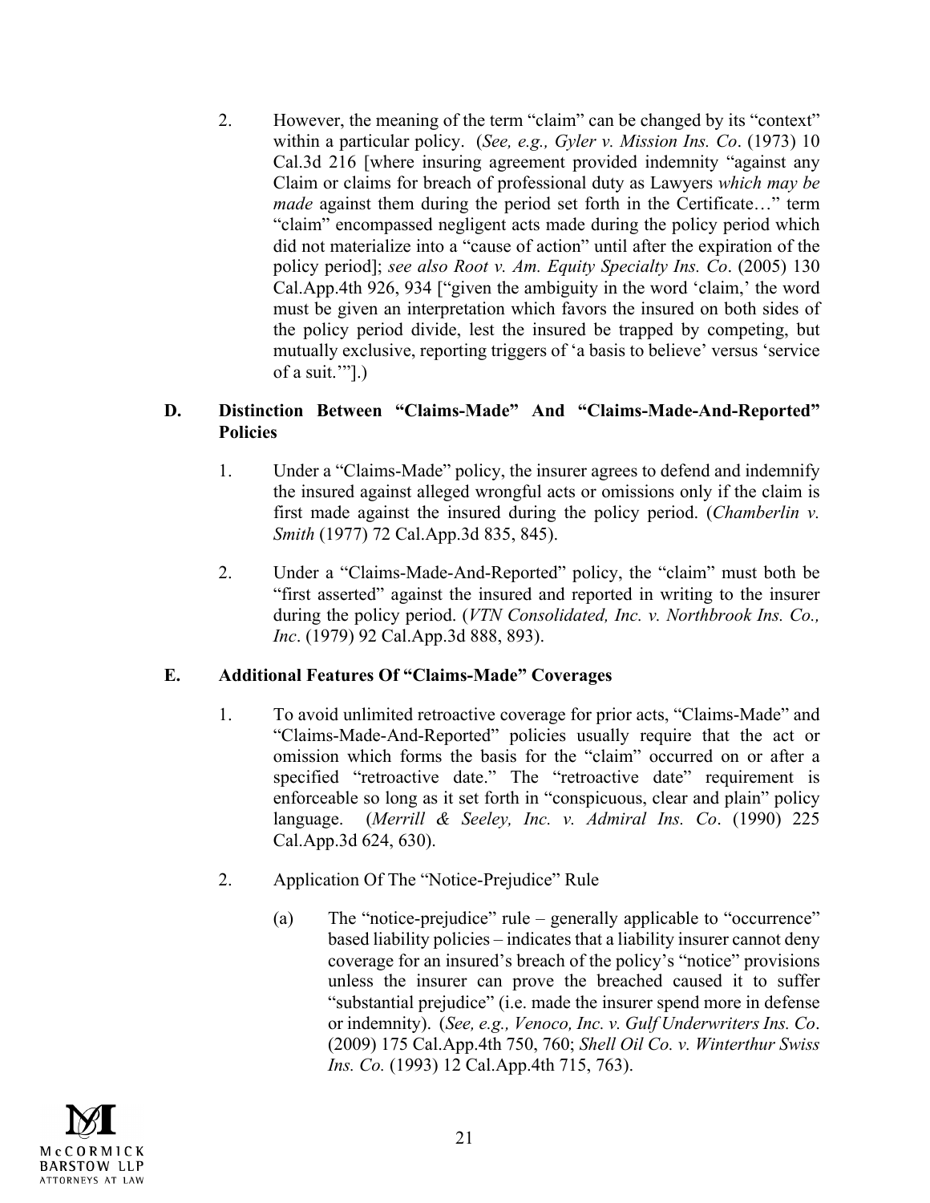2. However, the meaning of the term "claim" can be changed by its "context" within a particular policy. (*See, e.g., Gyler v. Mission Ins. Co*. (1973) 10 Cal.3d 216 [where insuring agreement provided indemnity "against any Claim or claims for breach of professional duty as Lawyers *which may be made* against them during the period set forth in the Certificate…" term "claim" encompassed negligent acts made during the policy period which did not materialize into a "cause of action" until after the expiration of the policy period]; *see also Root v. Am. Equity Specialty Ins. Co*. (2005) 130 Cal.App.4th 926, 934 ["given the ambiguity in the word 'claim,' the word must be given an interpretation which favors the insured on both sides of the policy period divide, lest the insured be trapped by competing, but mutually exclusive, reporting triggers of 'a basis to believe' versus 'service of a suit.'"].)

### D. Distinction Between "Claims-Made" And "Claims-Made-And-Reported" Policies

1. Under a "Claims-Made" policy, the insurer agrees to defend and indemnify the insured against alleged wrongful acts or omissions only if the claim is first made against the insured during the policy period. (*Chamberlin v. Smith* (1977) 72 Cal.App.3d 835, 845).

2. Under a "Claims-Made-And-Reported" policy, the "claim" must both be "first asserted" against the insured and reported in writing to the insurer during the policy period. (*VTN Consolidated, Inc. v. Northbrook Ins. Co., Inc*. (1979) 92 Cal.App.3d 888, 893).

### E. Additional Features Of "Claims-Made" Coverages

1. To avoid unlimited retroactive coverage for prior acts, "Claims-Made" and "Claims-Made-And-Reported" policies usually require that the act or omission which forms the basis for the "claim" occurred on or after a specified "retroactive date." The "retroactive date" requirement is enforceable so long as it set forth in "conspicuous, clear and plain" policy language. (*Merrill & Seeley, Inc. v. Admiral Ins. Co*. (1990) 225 Cal.App.3d 624, 630).

2. Application Of The "Notice-Prejudice" Rule

   (a) The "notice-prejudice" rule – generally applicable to "occurrence" based liability policies – indicates that a liability insurer cannot deny coverage for an insured's breach of the policy's "notice" provisions unless the insurer can prove the breached caused it to suffer "substantial prejudice" (i.e. made the insurer spend more in defense or indemnity). (*See, e.g., Venoco, Inc. v. Gulf Underwriters Ins. Co*. (2009) 175 Cal.App.4th 750, 760; *Shell Oil Co. v. Winterthur Swiss Ins. Co.* (1993) 12 Cal.App.4th 715, 763).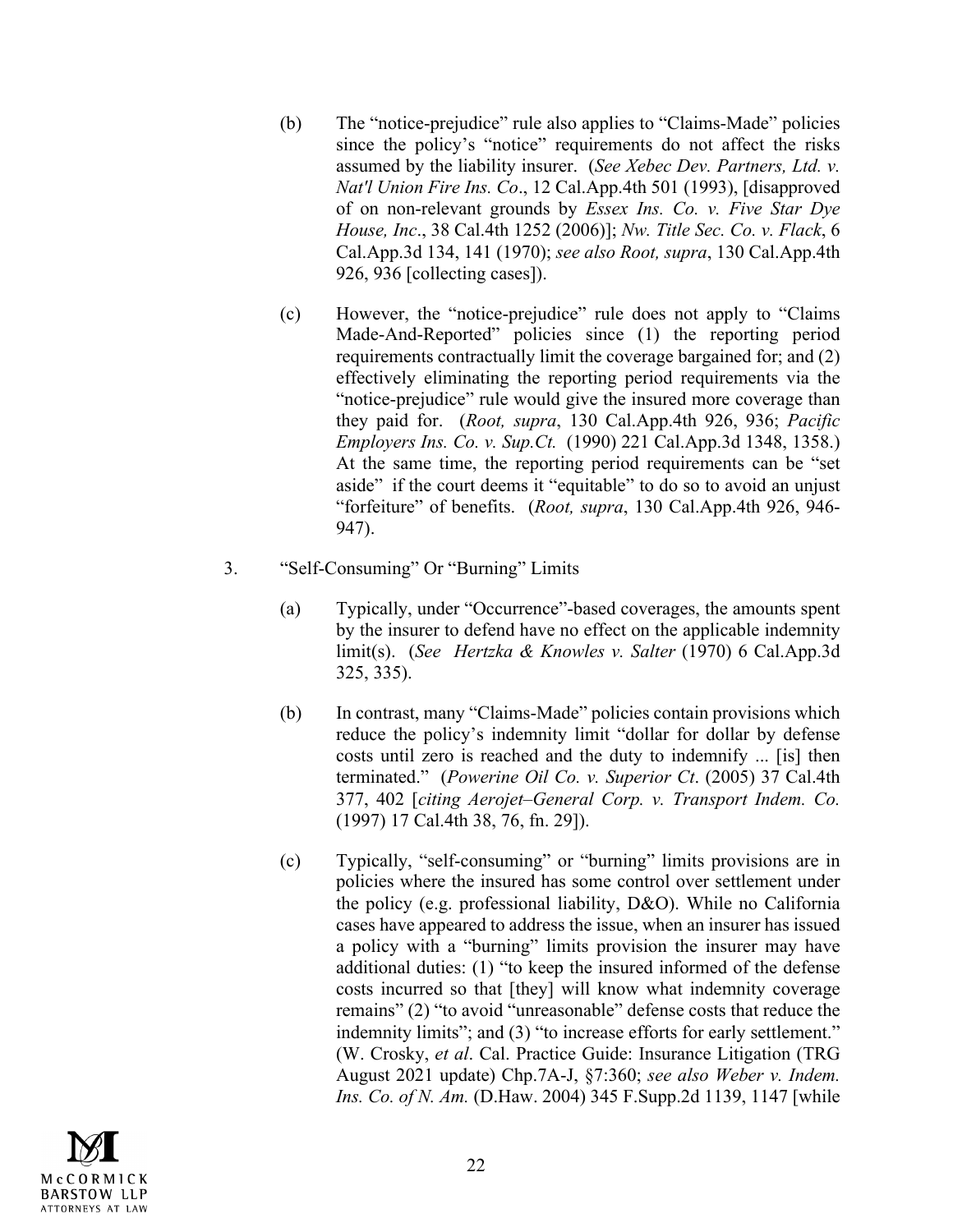(b) The "notice-prejudice" rule also applies to "Claims-Made" policies since the policy's "notice" requirements do not affect the risks assumed by the liability insurer. (*See Xebec Dev. Partners, Ltd. v. Nat'l Union Fire Ins. Co*., 12 Cal.App.4th 501 (1993), [disapproved of on non-relevant grounds by *Essex Ins. Co. v. Five Star Dye House, Inc*., 38 Cal.4th 1252 (2006)]; *Nw. Title Sec. Co. v. Flack*, 6 Cal.App.3d 134, 141 (1970); *see also Root, supra*, 130 Cal.App.4th 926, 936 [collecting cases]).

(c) However, the "notice-prejudice" rule does not apply to "Claims Made-And-Reported" policies since (1) the reporting period requirements contractually limit the coverage bargained for; and (2) effectively eliminating the reporting period requirements via the "notice-prejudice" rule would give the insured more coverage than they paid for. (*Root, supra*, 130 Cal.App.4th 926, 936; *Pacific Employers Ins. Co. v. Sup.Ct.* (1990) 221 Cal.App.3d 1348, 1358.) At the same time, the reporting period requirements can be "set aside" if the court deems it "equitable" to do so to avoid an unjust "forfeiture" of benefits. (*Root, supra*, 130 Cal.App.4th 926, 946-947).

3. "Self-Consuming" Or "Burning" Limits

(a) Typically, under "Occurrence"-based coverages, the amounts spent by the insurer to defend have no effect on the applicable indemnity limit(s). (*See Hertzka & Knowles v. Salter* (1970) 6 Cal.App.3d 325, 335).

(b) In contrast, many "Claims-Made" policies contain provisions which reduce the policy's indemnity limit "dollar for dollar by defense costs until zero is reached and the duty to indemnify ... [is] then terminated." (*Powerine Oil Co. v. Superior Ct*. (2005) 37 Cal.4th 377, 402 [*citing Aerojet–General Corp. v. Transport Indem. Co.* (1997) 17 Cal.4th 38, 76, fn. 29]).

(c) Typically, "self-consuming" or "burning" limits provisions are in policies where the insured has some control over settlement under the policy (e.g. professional liability, D&O). While no California cases have appeared to address the issue, when an insurer has issued a policy with a "burning" limits provision the insurer may have additional duties: (1) "to keep the insured informed of the defense costs incurred so that [they] will know what indemnity coverage remains" (2) "to avoid "unreasonable" defense costs that reduce the indemnity limits"; and (3) "to increase efforts for early settlement." (W. Crosky, *et al*. Cal. Practice Guide: Insurance Litigation (TRG August 2021 update) Chp.7A-J, §7:360; *see also Weber v. Indem. Ins. Co. of N. Am.* (D.Haw. 2004) 345 F.Supp.2d 1139, 1147 [while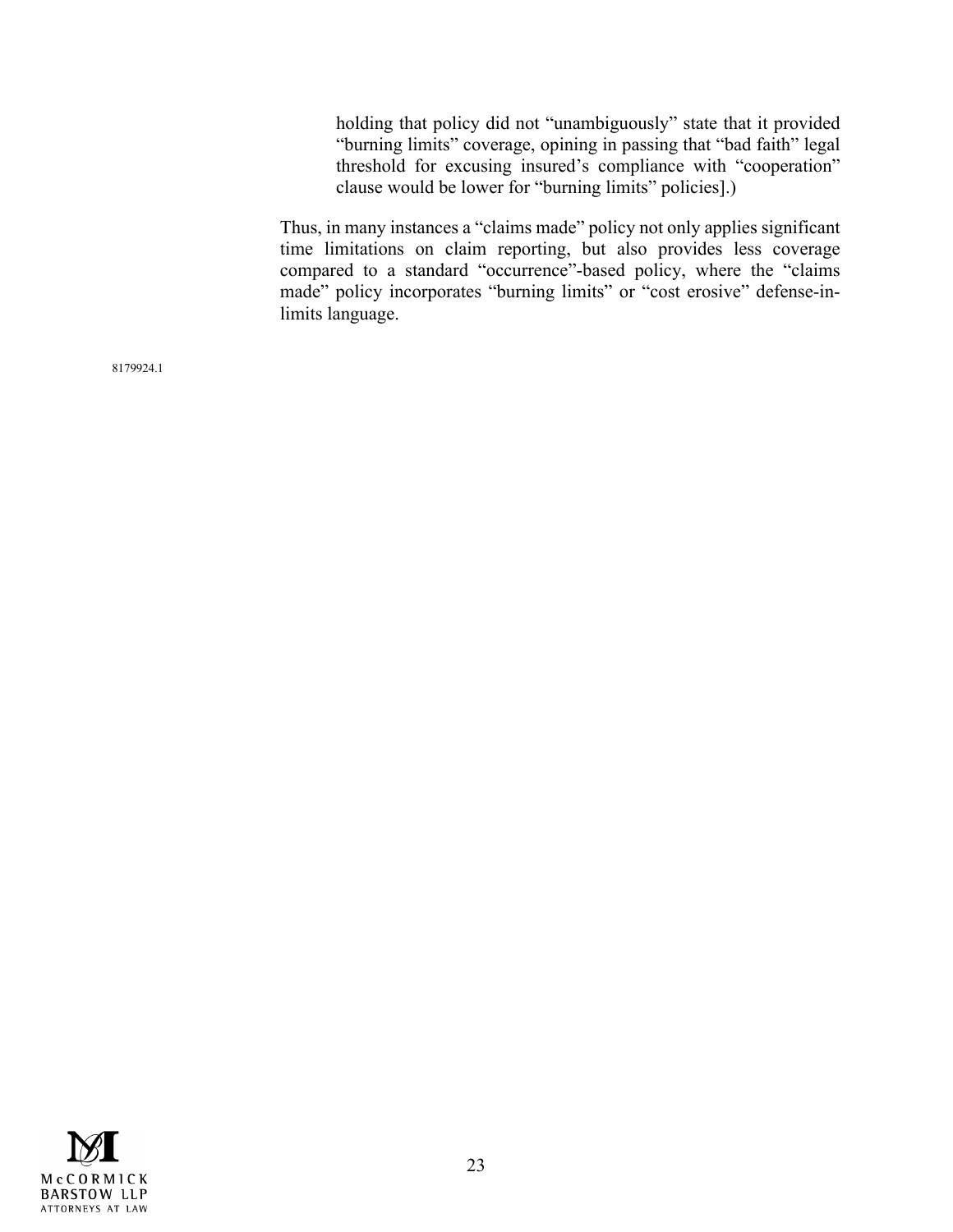holding that policy did not "unambiguously" state that it provided "burning limits" coverage, opining in passing that "bad faith" legal threshold for excusing insured's compliance with "cooperation" clause would be lower for "burning limits" policies].)

Thus, in many instances a "claims made" policy not only applies significant time limitations on claim reporting, but also provides less coverage compared to a standard "occurrence"-based policy, where the "claims made" policy incorporates "burning limits" or "cost erosive" defense-in-limits language.

8179924.1